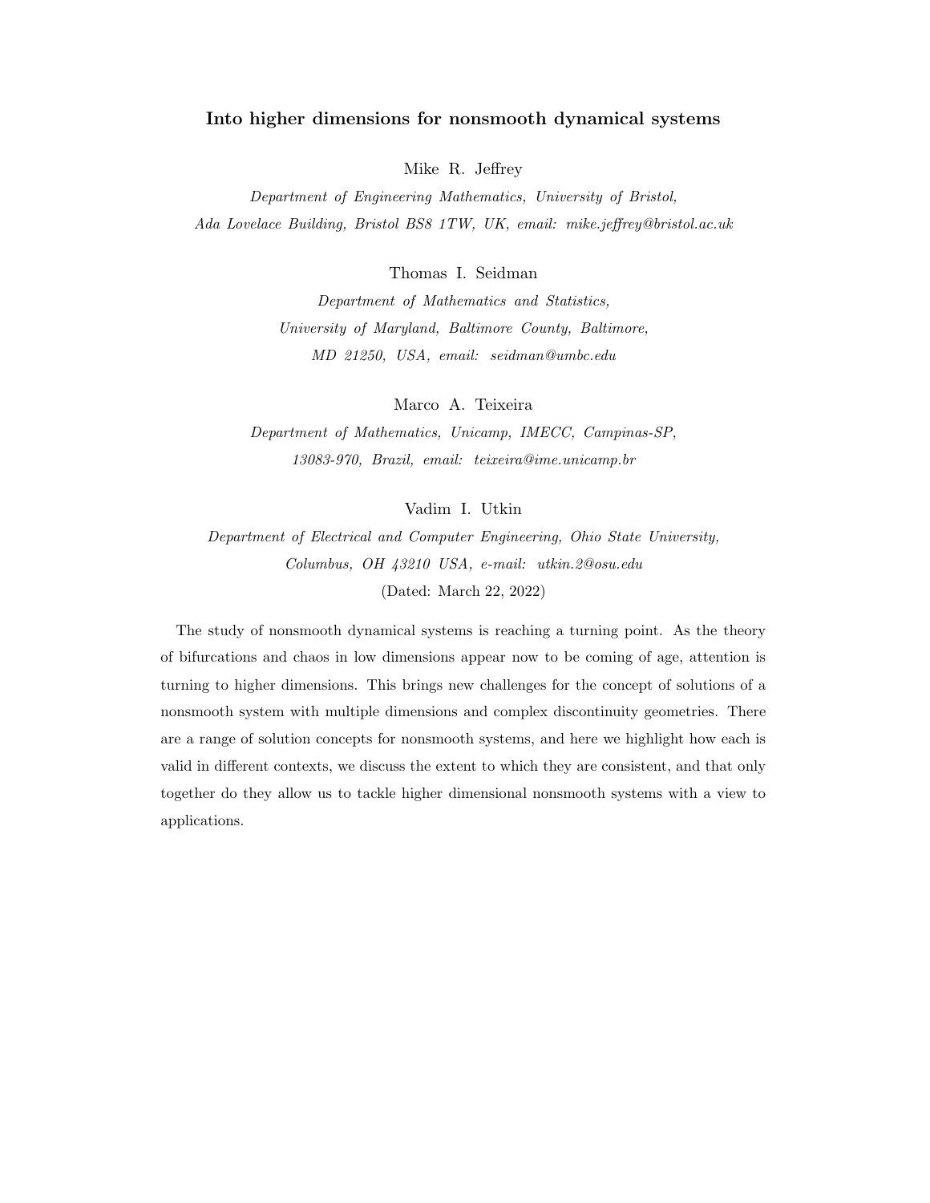# Into higher dimensions for nonsmooth dynamical systems

Mike R. Jeffrey

*Department of Engineering Mathematics, University of Bristol, Ada Lovelace Building, Bristol BS8 1TW, UK, email: mike.jeffrey@bristol.ac.uk*

Thomas I. Seidman

*Department of Mathematics and Statistics, University of Maryland, Baltimore County, Baltimore, MD 21250, USA, email: seidman@umbc.edu*

Marco A. Teixeira

*Department of Mathematics, Unicamp, IMECC, Campinas-SP, 13083-970, Brazil, email: teixeira@ime.unicamp.br*

Vadim I. Utkin

*Department of Electrical and Computer Engineering, Ohio State University, Columbus, OH 43210 USA, e-mail: utkin.2@osu.edu*

(Dated: March 22, 2022)

The study of nonsmooth dynamical systems is reaching a turning point. As the theory of bifurcations and chaos in low dimensions appear now to be coming of age, attention is turning to higher dimensions. This brings new challenges for the concept of solutions of a nonsmooth system with multiple dimensions and complex discontinuity geometries. There are a range of solution concepts for nonsmooth systems, and here we highlight how each is valid in different contexts, we discuss the extent to which they are consistent, and that only together do they allow us to tackle higher dimensional nonsmooth systems with a view to applications.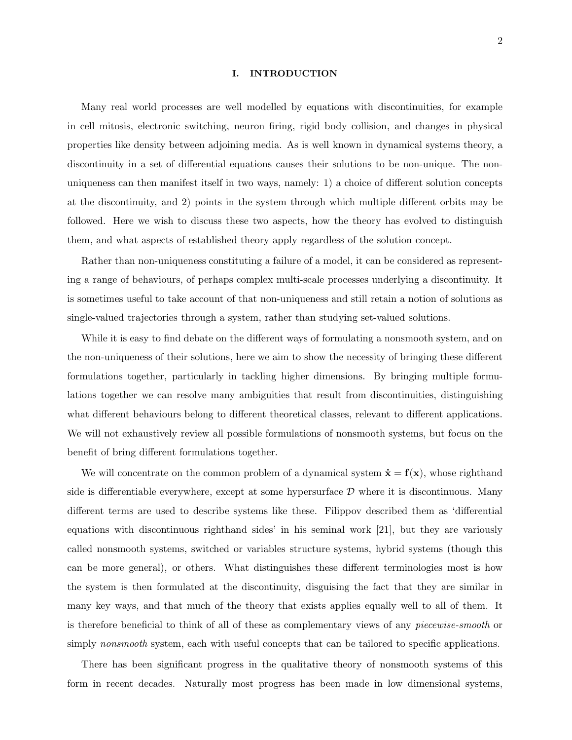## I. INTRODUCTION

Many real world processes are well modelled by equations with discontinuities, for example in cell mitosis, electronic switching, neuron firing, rigid body collision, and changes in physical properties like density between adjoining media. As is well known in dynamical systems theory, a discontinuity in a set of differential equations causes their solutions to be non-unique. The non-uniqueness can then manifest itself in two ways, namely: 1) a choice of different solution concepts at the discontinuity, and 2) points in the system through which multiple different orbits may be followed. Here we wish to discuss these two aspects, how the theory has evolved to distinguish them, and what aspects of established theory apply regardless of the solution concept.

Rather than non-uniqueness constituting a failure of a model, it can be considered as representing a range of behaviours, of perhaps complex multi-scale processes underlying a discontinuity. It is sometimes useful to take account of that non-uniqueness and still retain a notion of solutions as single-valued trajectories through a system, rather than studying set-valued solutions.

While it is easy to find debate on the different ways of formulating a nonsmooth system, and on the non-uniqueness of their solutions, here we aim to show the necessity of bringing these different formulations together, particularly in tackling higher dimensions. By bringing multiple formulations together we can resolve many ambiguities that result from discontinuities, distinguishing what different behaviours belong to different theoretical classes, relevant to different applications. We will not exhaustively review all possible formulations of nonsmooth systems, but focus on the benefit of bring different formulations together.

We will concentrate on the common problem of a dynamical system $\dot{\mathbf{x}} = \mathbf{f}(\mathbf{x})$, whose righthand side is differentiable everywhere, except at some hypersurface $\mathcal{D}$ where it is discontinuous. Many different terms are used to describe systems like these. Filippov described them as 'differential equations with discontinuous righthand sides' in his seminal work [21], but they are variously called nonsmooth systems, switched or variables structure systems, hybrid systems (though this can be more general), or others. What distinguishes these different terminologies most is how the system is then formulated at the discontinuity, disguising the fact that they are similar in many key ways, and that much of the theory that exists applies equally well to all of them. It is therefore beneficial to think of all of these as complementary views of any *piecewise-smooth* or simply *nonsmooth* system, each with useful concepts that can be tailored to specific applications.

There has been significant progress in the qualitative theory of nonsmooth systems of this form in recent decades. Naturally most progress has been made in low dimensional systems,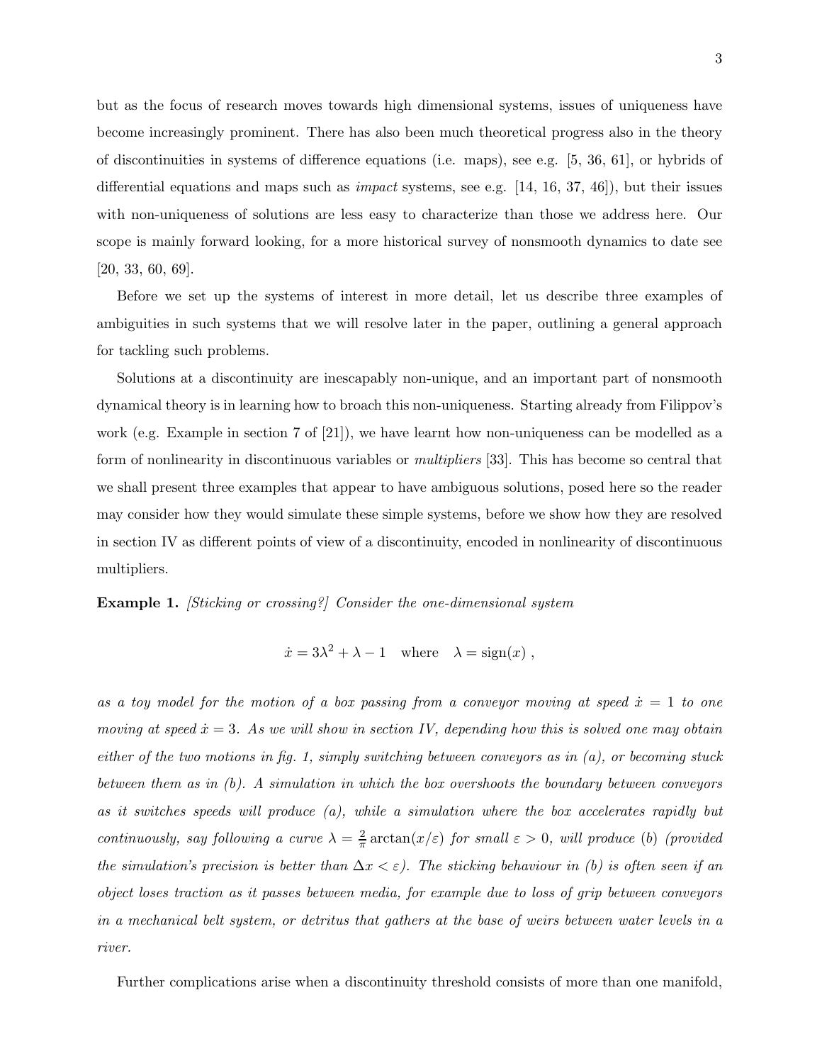but as the focus of research moves towards high dimensional systems, issues of uniqueness have become increasingly prominent. There has also been much theoretical progress also in the theory of discontinuities in systems of difference equations (i.e. maps), see e.g. [5, 36, 61], or hybrids of differential equations and maps such as *impact* systems, see e.g. [14, 16, 37, 46]), but their issues with non-uniqueness of solutions are less easy to characterize than those we address here. Our scope is mainly forward looking, for a more historical survey of nonsmooth dynamics to date see [20, 33, 60, 69].

Before we set up the systems of interest in more detail, let us describe three examples of ambiguities in such systems that we will resolve later in the paper, outlining a general approach for tackling such problems.

Solutions at a discontinuity are inescapably non-unique, and an important part of nonsmooth dynamical theory is in learning how to broach this non-uniqueness. Starting already from Filippov's work (e.g. Example in section 7 of [21]), we have learnt how non-uniqueness can be modelled as a form of nonlinearity in discontinuous variables or *multipliers* [33]. This has become so central that we shall present three examples that appear to have ambiguous solutions, posed here so the reader may consider how they would simulate these simple systems, before we show how they are resolved in section IV as different points of view of a discontinuity, encoded in nonlinearity of discontinuous multipliers.

**Example 1.** *[Sticking or crossing?] Consider the one-dimensional system*

$$\dot{x} = 3\lambda^2 + \lambda - 1 \quad \text{where} \quad \lambda = \text{sign}(x) \ ,$$

*as a toy model for the motion of a box passing from a conveyor moving at speed $\dot{x} = 1$ to one moving at speed $\dot{x} = 3$. As we will show in section IV, depending how this is solved one may obtain either of the two motions in fig. 1, simply switching between conveyors as in (a), or becoming stuck between them as in (b). A simulation in which the box overshoots the boundary between conveyors as it switches speeds will produce (a), while a simulation where the box accelerates rapidly but continuously, say following a curve $\lambda = \frac{2}{\pi}\arctan(x/\varepsilon)$ for small $\varepsilon > 0$, will produce (b) (provided the simulation's precision is better than $\Delta x < \varepsilon$). The sticking behaviour in (b) is often seen if an object loses traction as it passes between media, for example due to loss of grip between conveyors in a mechanical belt system, or detritus that gathers at the base of weirs between water levels in a river.*

Further complications arise when a discontinuity threshold consists of more than one manifold,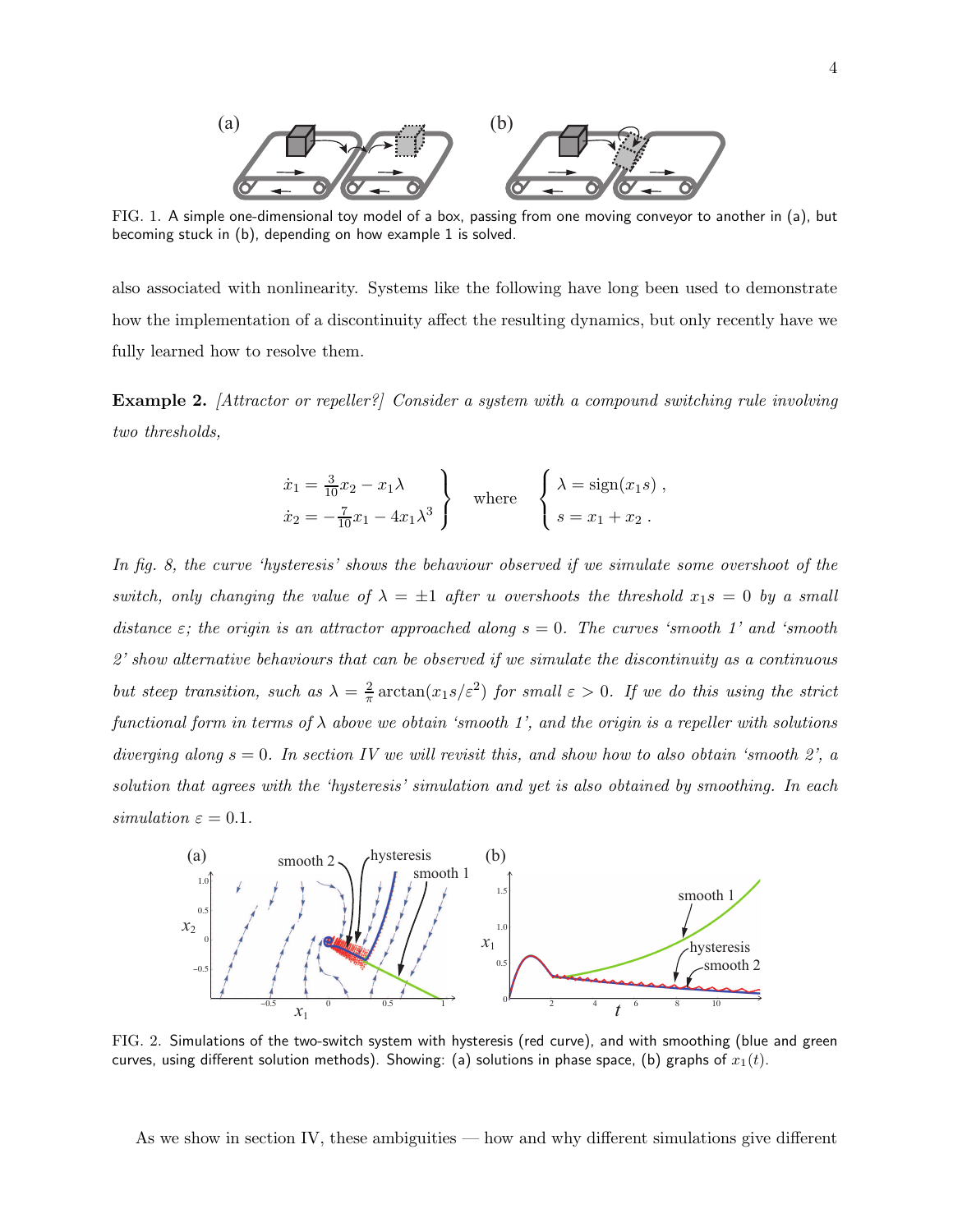FIG. 1. A simple one-dimensional toy model of a box, passing from one moving conveyor to another in (a), but becoming stuck in (b), depending on how example 1 is solved.

also associated with nonlinearity. Systems like the following have long been used to demonstrate how the implementation of a discontinuity affect the resulting dynamics, but only recently have we fully learned how to resolve them.

**Example 2.** *[Attractor or repeller?] Consider a system with a compound switching rule involving two thresholds,*

$$\left.\begin{array}{l}\dot{x}_1 = \frac{3}{10}x_2 - x_1\lambda \\ \dot{x}_2 = -\frac{7}{10}x_1 - 4x_1\lambda^3\end{array}\right\} \quad \text{where} \quad \left\{\begin{array}{l}\lambda = \text{sign}(x_1 s)\ , \\ s = x_1 + x_2\ .\end{array}\right.$$

*In fig. 8, the curve 'hysteresis' shows the behaviour observed if we simulate some overshoot of the switch, only changing the value of $\lambda = \pm 1$ after $u$ overshoots the threshold $x_1 s = 0$ by a small distance $\varepsilon$; the origin is an attractor approached along $s = 0$. The curves 'smooth 1' and 'smooth 2' show alternative behaviours that can be observed if we simulate the discontinuity as a continuous but steep transition, such as $\lambda = \frac{2}{\pi}\arctan(x_1 s/\varepsilon^2)$ for small $\varepsilon > 0$. If we do this using the strict functional form in terms of $\lambda$ above we obtain 'smooth 1', and the origin is a repeller with solutions diverging along $s = 0$. In section IV we will revisit this, and show how to also obtain 'smooth 2', a solution that agrees with the 'hysteresis' simulation and yet is also obtained by smoothing. In each simulation $\varepsilon = 0.1$.*

FIG. 2. Simulations of the two-switch system with hysteresis (red curve), and with smoothing (blue and green curves, using different solution methods). Showing: (a) solutions in phase space, (b) graphs of $x_1(t)$.

As we show in section IV, these ambiguities — how and why different simulations give different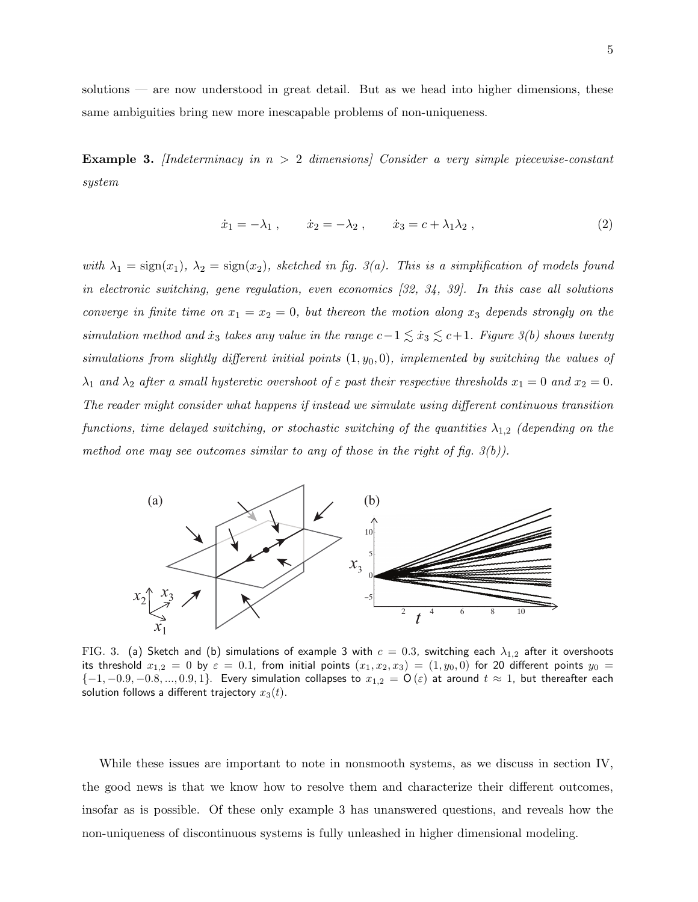solutions — are now understood in great detail. But as we head into higher dimensions, these same ambiguities bring new more inescapable problems of non-uniqueness.

**Example 3.** *[Indeterminacy in $n > 2$ dimensions] Consider a very simple piecewise-constant system*

$$\dot{x}_1 = -\lambda_1 \,, \qquad \dot{x}_2 = -\lambda_2 \,, \qquad \dot{x}_3 = c + \lambda_1 \lambda_2 \,, \tag{2}$$

*with $\lambda_1 = \text{sign}(x_1)$, $\lambda_2 = \text{sign}(x_2)$, sketched in fig. 3(a). This is a simplification of models found in electronic switching, gene regulation, even economics [32, 34, 39]. In this case all solutions converge in finite time on $x_1 = x_2 = 0$, but thereon the motion along $x_3$ depends strongly on the simulation method and $\dot{x}_3$ takes any value in the range $c-1 \lesssim \dot{x}_3 \lesssim c+1$. Figure 3(b) shows twenty simulations from slightly different initial points $(1, y_0, 0)$, implemented by switching the values of $\lambda_1$ and $\lambda_2$ after a small hysteretic overshoot of $\varepsilon$ past their respective thresholds $x_1 = 0$ and $x_2 = 0$. The reader might consider what happens if instead we simulate using different continuous transition functions, time delayed switching, or stochastic switching of the quantities $\lambda_{1,2}$ (depending on the method one may see outcomes similar to any of those in the right of fig. 3(b)).*

FIG. 3. (a) Sketch and (b) simulations of example 3 with $c = 0.3$, switching each $\lambda_{1,2}$ after it overshoots its threshold $x_{1,2} = 0$ by $\varepsilon = 0.1$, from initial points $(x_1, x_2, x_3) = (1, y_0, 0)$ for 20 different points $y_0 = \{-1, -0.9, -0.8, ..., 0.9, 1\}$. Every simulation collapses to $x_{1,2} = \mathsf{O}(\varepsilon)$ at around $t \approx 1$, but thereafter each solution follows a different trajectory $x_3(t)$.

While these issues are important to note in nonsmooth systems, as we discuss in section IV, the good news is that we know how to resolve them and characterize their different outcomes, insofar as is possible. Of these only example 3 has unanswered questions, and reveals how the non-uniqueness of discontinuous systems is fully unleashed in higher dimensional modeling.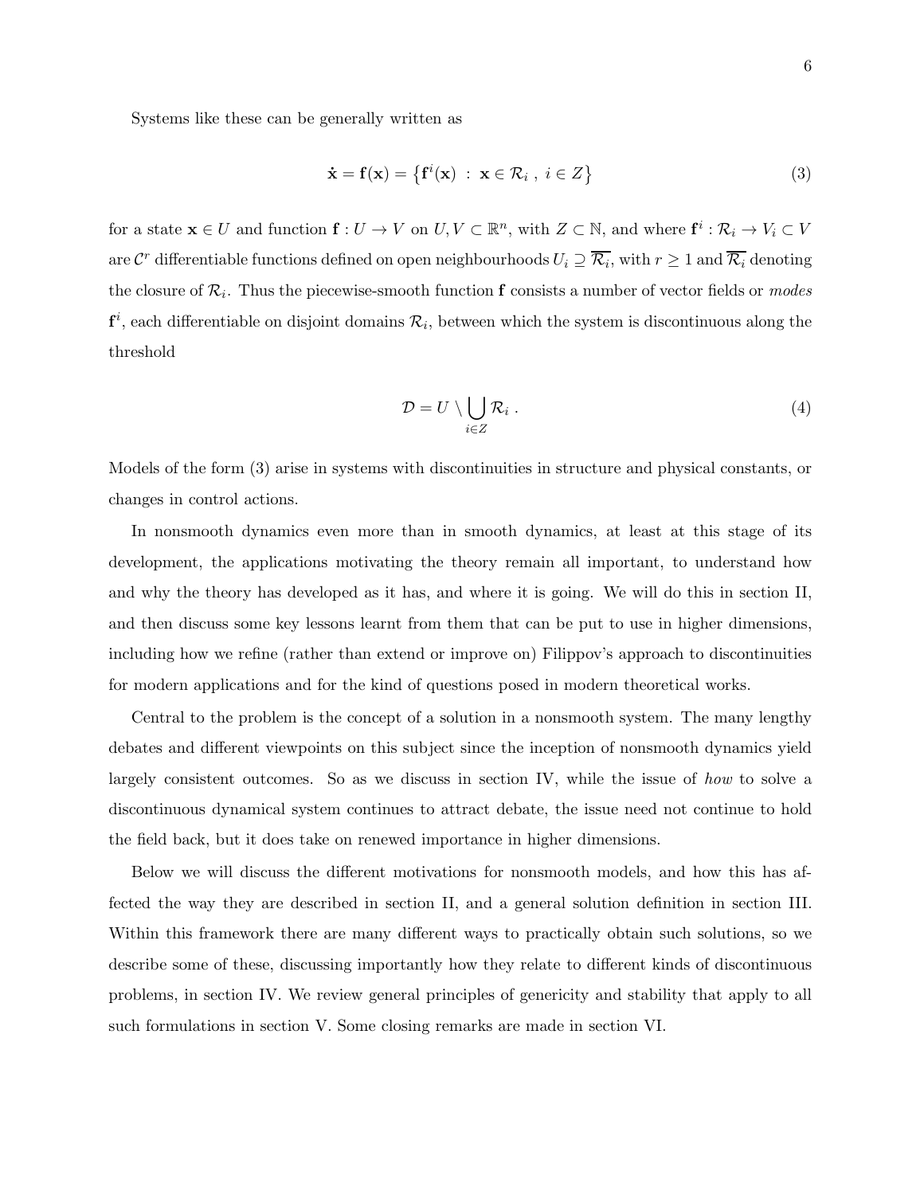Systems like these can be generally written as

$$\dot{\mathbf{x}} = \mathbf{f}(\mathbf{x}) = \left\{ \mathbf{f}^i(\mathbf{x}) \ : \ \mathbf{x} \in \mathcal{R}_i \ , \ i \in Z \right\} \tag{3}$$

for a state $\mathbf{x} \in U$ and function $\mathbf{f} : U \to V$ on $U, V \subset \mathbb{R}^n$, with $Z \subset \mathbb{N}$, and where $\mathbf{f}^i : \mathcal{R}_i \to V_i \subset V$ are $\mathcal{C}^r$ differentiable functions defined on open neighbourhoods $U_i \supseteq \overline{\mathcal{R}_i}$, with $r \geq 1$ and $\overline{\mathcal{R}_i}$ denoting the closure of $\mathcal{R}_i$. Thus the piecewise-smooth function $\mathbf{f}$ consists a number of vector fields or *modes* $\mathbf{f}^i$, each differentiable on disjoint domains $\mathcal{R}_i$, between which the system is discontinuous along the threshold

$$\mathcal{D} = U \setminus \bigcup_{i \in Z} \mathcal{R}_i \ . \tag{4}$$

Models of the form (3) arise in systems with discontinuities in structure and physical constants, or changes in control actions.

In nonsmooth dynamics even more than in smooth dynamics, at least at this stage of its development, the applications motivating the theory remain all important, to understand how and why the theory has developed as it has, and where it is going. We will do this in section II, and then discuss some key lessons learnt from them that can be put to use in higher dimensions, including how we refine (rather than extend or improve on) Filippov's approach to discontinuities for modern applications and for the kind of questions posed in modern theoretical works.

Central to the problem is the concept of a solution in a nonsmooth system. The many lengthy debates and different viewpoints on this subject since the inception of nonsmooth dynamics yield largely consistent outcomes. So as we discuss in section IV, while the issue of *how* to solve a discontinuous dynamical system continues to attract debate, the issue need not continue to hold the field back, but it does take on renewed importance in higher dimensions.

Below we will discuss the different motivations for nonsmooth models, and how this has affected the way they are described in section II, and a general solution definition in section III. Within this framework there are many different ways to practically obtain such solutions, so we describe some of these, discussing importantly how they relate to different kinds of discontinuous problems, in section IV. We review general principles of genericity and stability that apply to all such formulations in section V. Some closing remarks are made in section VI.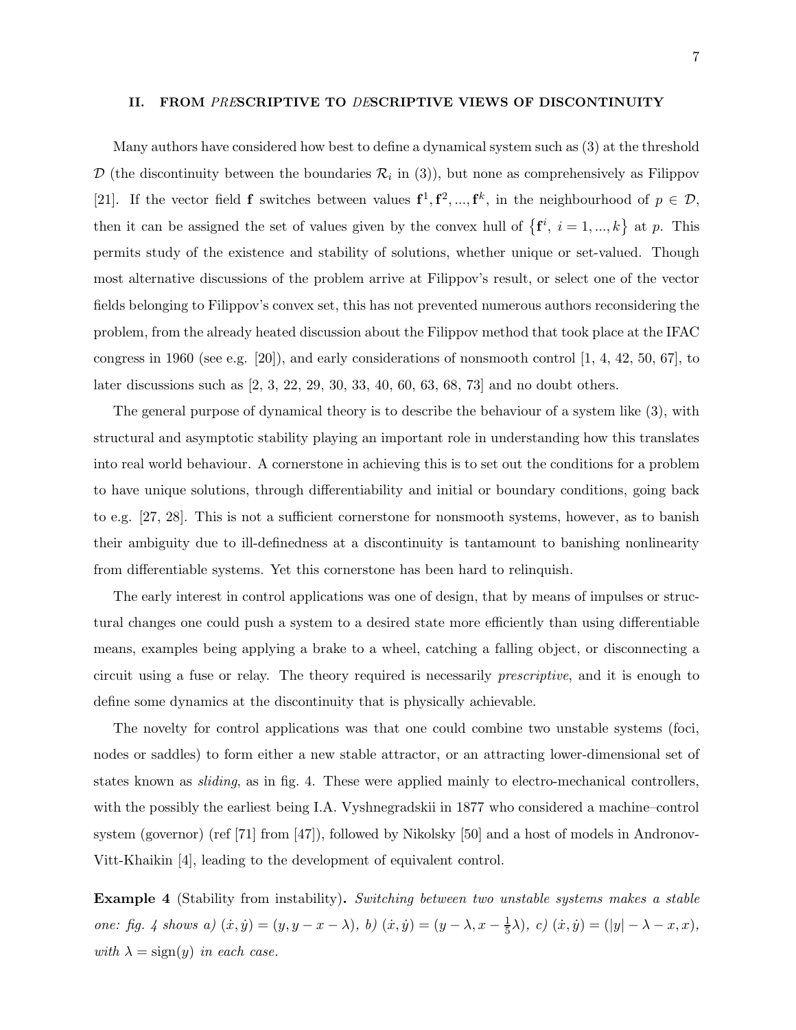## II. FROM *PRE*SCRIPTIVE TO *DE*SCRIPTIVE VIEWS OF DISCONTINUITY

Many authors have considered how best to define a dynamical system such as (3) at the threshold $\mathcal{D}$ (the discontinuity between the boundaries $\mathcal{R}_i$ in (3)), but none as comprehensively as Filippov [21]. If the vector field $\mathbf{f}$ switches between values $\mathbf{f}^1, \mathbf{f}^2, ..., \mathbf{f}^k$, in the neighbourhood of $p \in \mathcal{D}$, then it can be assigned the set of values given by the convex hull of $\left\{\mathbf{f}^i,\ i = 1, ..., k\right\}$ at $p$. This permits study of the existence and stability of solutions, whether unique or set-valued. Though most alternative discussions of the problem arrive at Filippov's result, or select one of the vector fields belonging to Filippov's convex set, this has not prevented numerous authors reconsidering the problem, from the already heated discussion about the Filippov method that took place at the IFAC congress in 1960 (see e.g. [20]), and early considerations of nonsmooth control [1, 4, 42, 50, 67], to later discussions such as [2, 3, 22, 29, 30, 33, 40, 60, 63, 68, 73] and no doubt others.

The general purpose of dynamical theory is to describe the behaviour of a system like (3), with structural and asymptotic stability playing an important role in understanding how this translates into real world behaviour. A cornerstone in achieving this is to set out the conditions for a problem to have unique solutions, through differentiability and initial or boundary conditions, going back to e.g. [27, 28]. This is not a sufficient cornerstone for nonsmooth systems, however, as to banish their ambiguity due to ill-definedness at a discontinuity is tantamount to banishing nonlinearity from differentiable systems. Yet this cornerstone has been hard to relinquish.

The early interest in control applications was one of design, that by means of impulses or structural changes one could push a system to a desired state more efficiently than using differentiable means, examples being applying a brake to a wheel, catching a falling object, or disconnecting a circuit using a fuse or relay. The theory required is necessarily *prescriptive*, and it is enough to define some dynamics at the discontinuity that is physically achievable.

The novelty for control applications was that one could combine two unstable systems (foci, nodes or saddles) to form either a new stable attractor, or an attracting lower-dimensional set of states known as *sliding*, as in fig. 4. These were applied mainly to electro-mechanical controllers, with the possibly the earliest being I.A. Vyshnegradskii in 1877 who considered a machine–control system (governor) (ref [71] from [47]), followed by Nikolsky [50] and a host of models in Andronov-Vitt-Khaikin [4], leading to the development of equivalent control.

**Example 4** (Stability from instability)**.** *Switching between two unstable systems makes a stable one: fig. 4 shows a)* $(\dot{x}, \dot{y}) = (y, y - x - \lambda)$*, b)* $(\dot{x}, \dot{y}) = (y - \lambda, x - \frac{1}{5}\lambda)$*, c)* $(\dot{x}, \dot{y}) = (|y| - \lambda - x, x)$*, with* $\lambda = \operatorname{sign}(y)$ *in each case.*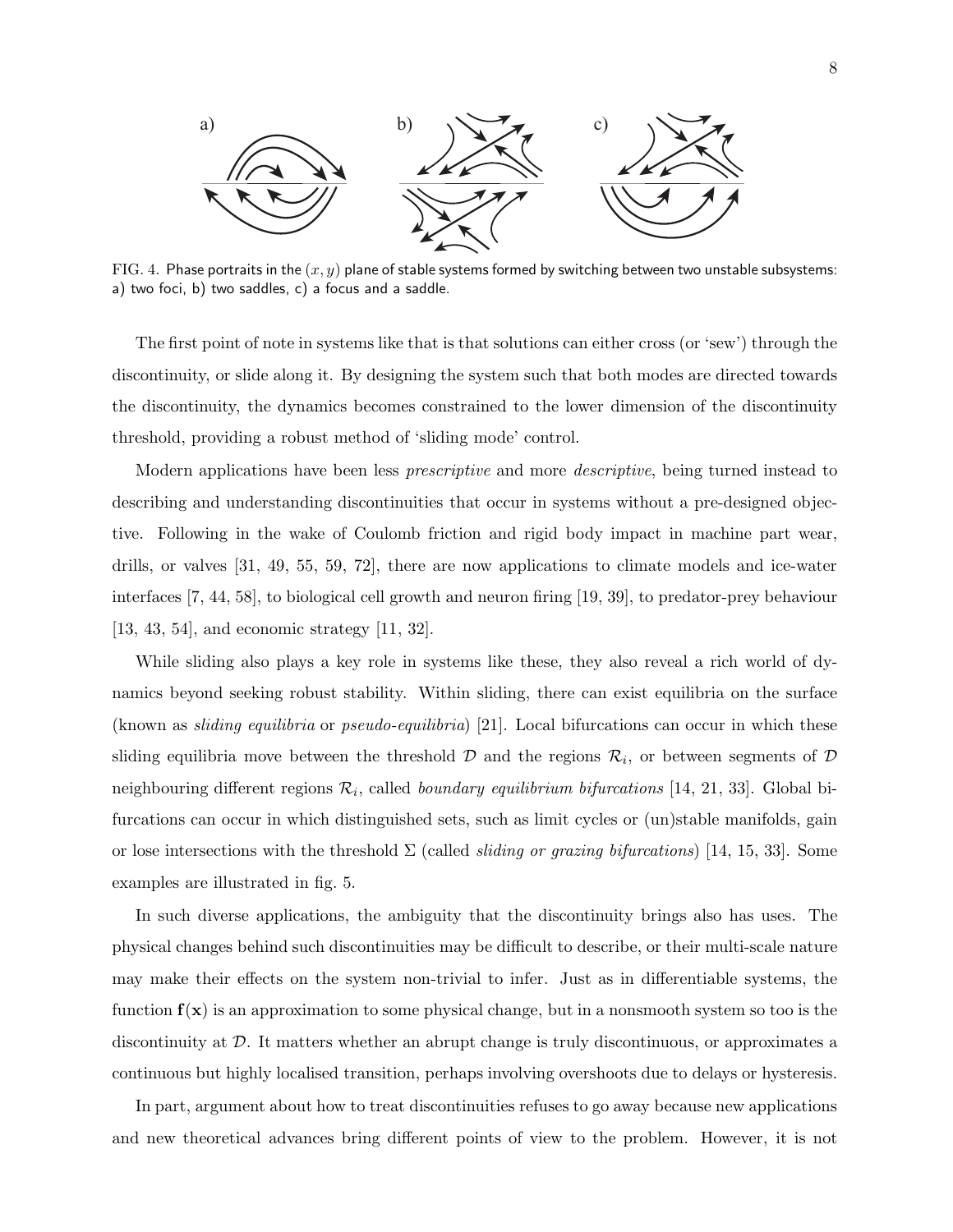FIG. 4. Phase portraits in the $(x, y)$ plane of stable systems formed by switching between two unstable subsystems: a) two foci, b) two saddles, c) a focus and a saddle.

The first point of note in systems like that is that solutions can either cross (or 'sew') through the discontinuity, or slide along it. By designing the system such that both modes are directed towards the discontinuity, the dynamics becomes constrained to the lower dimension of the discontinuity threshold, providing a robust method of 'sliding mode' control.

Modern applications have been less *prescriptive* and more *descriptive*, being turned instead to describing and understanding discontinuities that occur in systems without a pre-designed objective. Following in the wake of Coulomb friction and rigid body impact in machine part wear, drills, or valves [31, 49, 55, 59, 72], there are now applications to climate models and ice-water interfaces [7, 44, 58], to biological cell growth and neuron firing [19, 39], to predator-prey behaviour [13, 43, 54], and economic strategy [11, 32].

While sliding also plays a key role in systems like these, they also reveal a rich world of dynamics beyond seeking robust stability. Within sliding, there can exist equilibria on the surface (known as *sliding equilibria* or *pseudo-equilibria*) [21]. Local bifurcations can occur in which these sliding equilibria move between the threshold $\mathcal{D}$ and the regions $\mathcal{R}_i$, or between segments of $\mathcal{D}$ neighbouring different regions $\mathcal{R}_i$, called *boundary equilibrium bifurcations* [14, 21, 33]. Global bifurcations can occur in which distinguished sets, such as limit cycles or (un)stable manifolds, gain or lose intersections with the threshold $\Sigma$ (called *sliding or grazing bifurcations*) [14, 15, 33]. Some examples are illustrated in fig. 5.

In such diverse applications, the ambiguity that the discontinuity brings also has uses. The physical changes behind such discontinuities may be difficult to describe, or their multi-scale nature may make their effects on the system non-trivial to infer. Just as in differentiable systems, the function $\mathbf{f}(\mathbf{x})$ is an approximation to some physical change, but in a nonsmooth system so too is the discontinuity at $\mathcal{D}$. It matters whether an abrupt change is truly discontinuous, or approximates a continuous but highly localised transition, perhaps involving overshoots due to delays or hysteresis.

In part, argument about how to treat discontinuities refuses to go away because new applications and new theoretical advances bring different points of view to the problem. However, it is not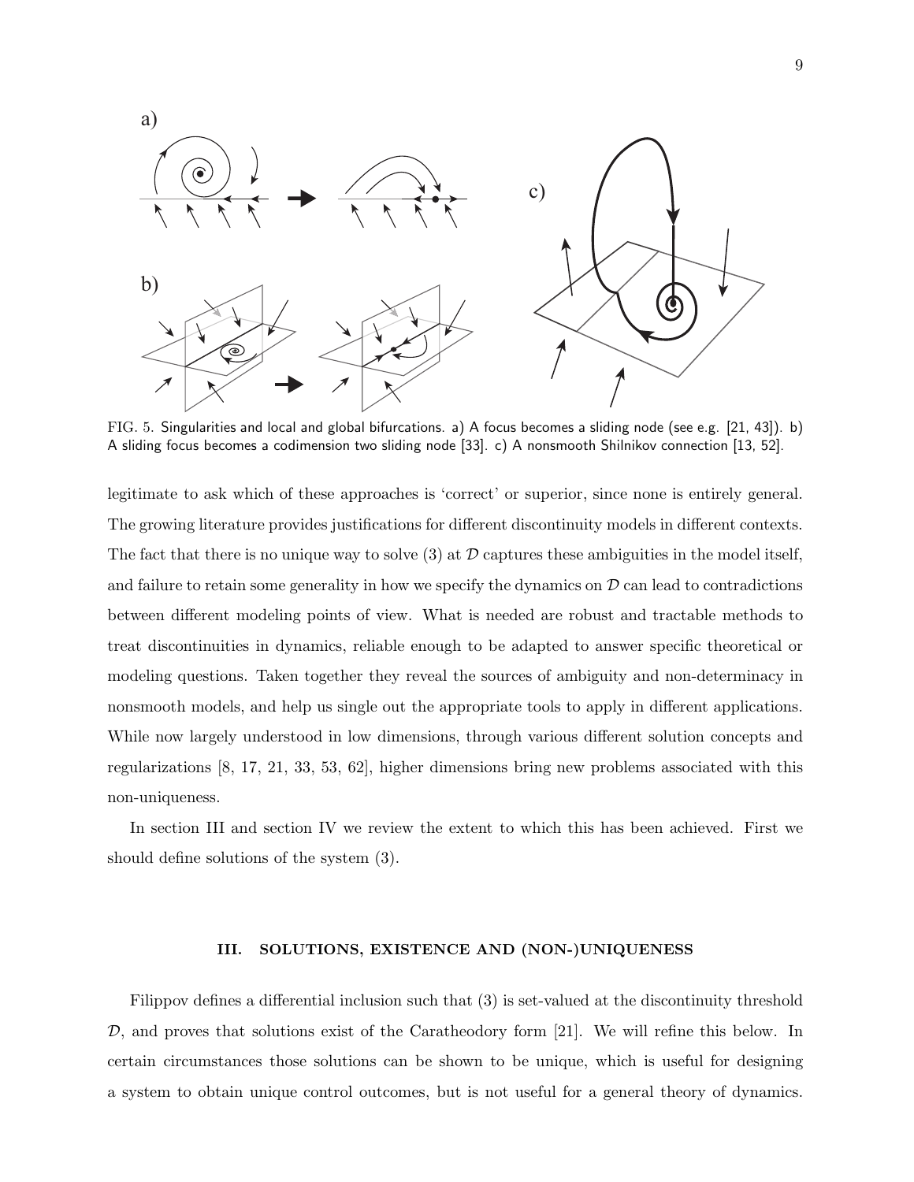FIG. 5. Singularities and local and global bifurcations. a) A focus becomes a sliding node (see e.g. [21, 43]). b) A sliding focus becomes a codimension two sliding node [33]. c) A nonsmooth Shilnikov connection [13, 52].

legitimate to ask which of these approaches is 'correct' or superior, since none is entirely general. The growing literature provides justifications for different discontinuity models in different contexts. The fact that there is no unique way to solve (3) at $\mathcal{D}$ captures these ambiguities in the model itself, and failure to retain some generality in how we specify the dynamics on $\mathcal{D}$ can lead to contradictions between different modeling points of view. What is needed are robust and tractable methods to treat discontinuities in dynamics, reliable enough to be adapted to answer specific theoretical or modeling questions. Taken together they reveal the sources of ambiguity and non-determinacy in nonsmooth models, and help us single out the appropriate tools to apply in different applications. While now largely understood in low dimensions, through various different solution concepts and regularizations [8, 17, 21, 33, 53, 62], higher dimensions bring new problems associated with this non-uniqueness.

In section III and section IV we review the extent to which this has been achieved. First we should define solutions of the system (3).

## III. SOLUTIONS, EXISTENCE AND (NON-)UNIQUENESS

Filippov defines a differential inclusion such that (3) is set-valued at the discontinuity threshold $\mathcal{D}$, and proves that solutions exist of the Caratheodory form [21]. We will refine this below. In certain circumstances those solutions can be shown to be unique, which is useful for designing a system to obtain unique control outcomes, but is not useful for a general theory of dynamics.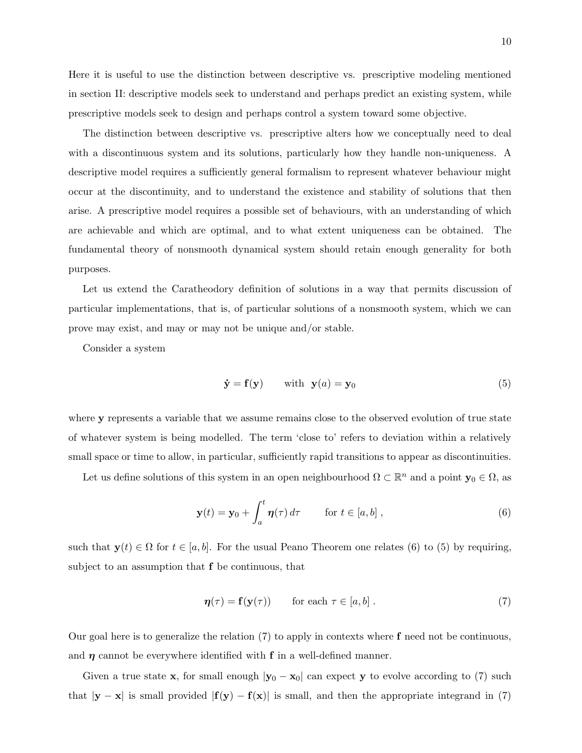Here it is useful to use the distinction between descriptive vs. prescriptive modeling mentioned in section II: descriptive models seek to understand and perhaps predict an existing system, while prescriptive models seek to design and perhaps control a system toward some objective.

The distinction between descriptive vs. prescriptive alters how we conceptually need to deal with a discontinuous system and its solutions, particularly how they handle non-uniqueness. A descriptive model requires a sufficiently general formalism to represent whatever behaviour might occur at the discontinuity, and to understand the existence and stability of solutions that then arise. A prescriptive model requires a possible set of behaviours, with an understanding of which are achievable and which are optimal, and to what extent uniqueness can be obtained. The fundamental theory of nonsmooth dynamical system should retain enough generality for both purposes.

Let us extend the Caratheodory definition of solutions in a way that permits discussion of particular implementations, that is, of particular solutions of a nonsmooth system, which we can prove may exist, and may or may not be unique and/or stable.

Consider a system

$$\dot{\mathbf{y}} = \mathbf{f}(\mathbf{y}) \qquad \text{with } \ \mathbf{y}(a) = \mathbf{y}_0 \tag{5}$$

where $\mathbf{y}$ represents a variable that we assume remains close to the observed evolution of true state of whatever system is being modelled. The term 'close to' refers to deviation within a relatively small space or time to allow, in particular, sufficiently rapid transitions to appear as discontinuities.

Let us define solutions of this system in an open neighbourhood $\Omega \subset \mathbb{R}^n$ and a point $\mathbf{y}_0 \in \Omega$, as

$$\mathbf{y}(t) = \mathbf{y}_0 + \int_a^t \boldsymbol{\eta}(\tau)\, d\tau \qquad \text{for } t \in [a, b] \;, \tag{6}$$

such that $\mathbf{y}(t) \in \Omega$ for $t \in [a, b]$. For the usual Peano Theorem one relates (6) to (5) by requiring, subject to an assumption that $\mathbf{f}$ be continuous, that

$$\boldsymbol{\eta}(\tau) = \mathbf{f}(\mathbf{y}(\tau)) \qquad \text{for each } \tau \in [a, b] \;. \tag{7}$$

Our goal here is to generalize the relation (7) to apply in contexts where $\mathbf{f}$ need not be continuous, and $\boldsymbol{\eta}$ cannot be everywhere identified with $\mathbf{f}$ in a well-defined manner.

Given a true state $\mathbf{x}$, for small enough $|\mathbf{y}_0 - \mathbf{x}_0|$ can expect $\mathbf{y}$ to evolve according to (7) such that $|\mathbf{y} - \mathbf{x}|$ is small provided $|\mathbf{f}(\mathbf{y}) - \mathbf{f}(\mathbf{x})|$ is small, and then the appropriate integrand in (7)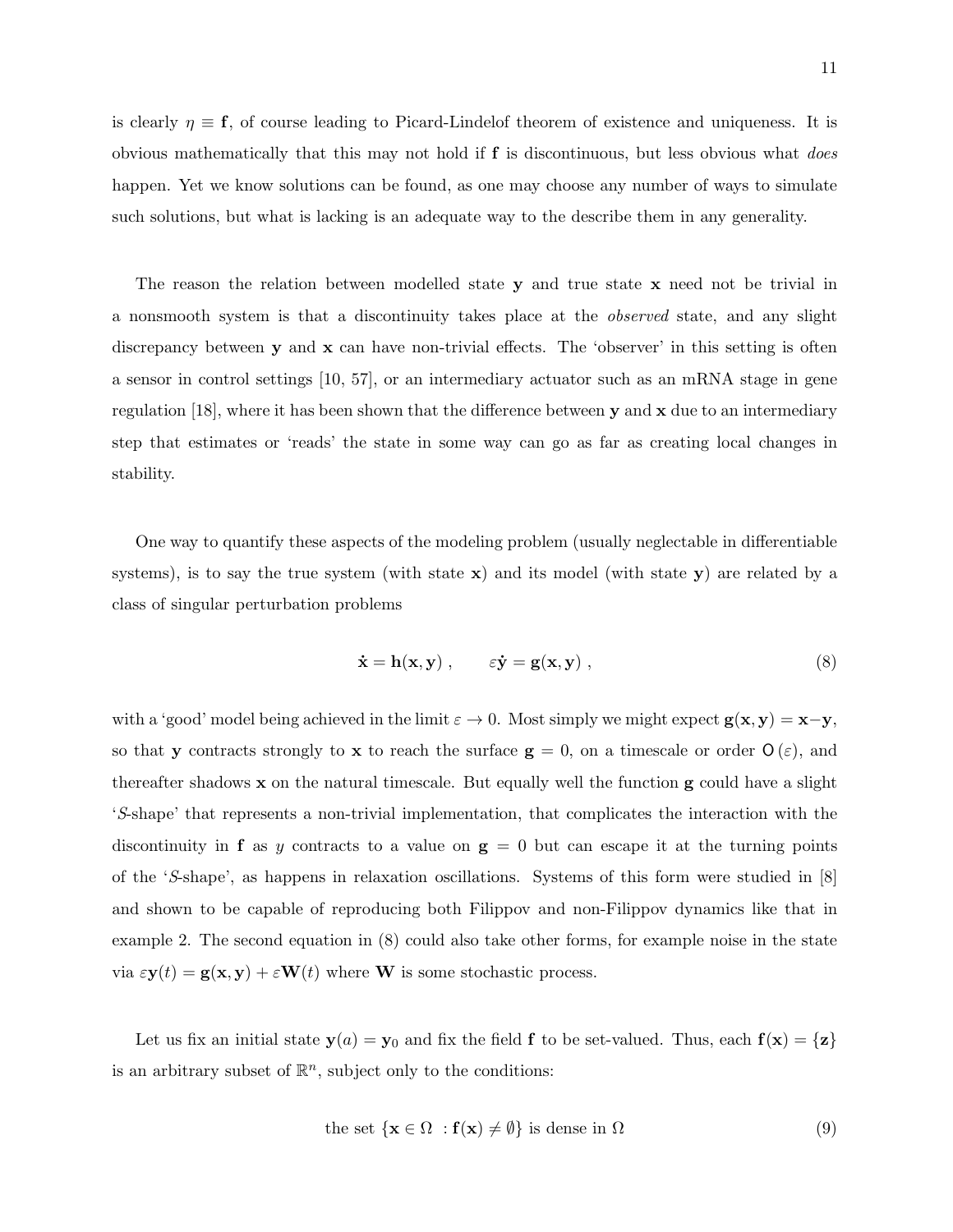is clearly $\eta \equiv \mathbf{f}$, of course leading to Picard-Lindelof theorem of existence and uniqueness. It is obvious mathematically that this may not hold if $\mathbf{f}$ is discontinuous, but less obvious what *does* happen. Yet we know solutions can be found, as one may choose any number of ways to simulate such solutions, but what is lacking is an adequate way to the describe them in any generality.

The reason the relation between modelled state $\mathbf{y}$ and true state $\mathbf{x}$ need not be trivial in a nonsmooth system is that a discontinuity takes place at the *observed* state, and any slight discrepancy between $\mathbf{y}$ and $\mathbf{x}$ can have non-trivial effects. The 'observer' in this setting is often a sensor in control settings [10, 57], or an intermediary actuator such as an mRNA stage in gene regulation [18], where it has been shown that the difference between $\mathbf{y}$ and $\mathbf{x}$ due to an intermediary step that estimates or 'reads' the state in some way can go as far as creating local changes in stability.

One way to quantify these aspects of the modeling problem (usually neglectable in differentiable systems), is to say the true system (with state $\mathbf{x}$) and its model (with state $\mathbf{y}$) are related by a class of singular perturbation problems

$$\dot{\mathbf{x}} = \mathbf{h}(\mathbf{x}, \mathbf{y}) , \qquad \varepsilon\dot{\mathbf{y}} = \mathbf{g}(\mathbf{x}, \mathbf{y}) , \tag{8}$$

with a 'good' model being achieved in the limit $\varepsilon \to 0$. Most simply we might expect $\mathbf{g}(\mathbf{x}, \mathbf{y}) = \mathbf{x} - \mathbf{y}$, so that $\mathbf{y}$ contracts strongly to $\mathbf{x}$ to reach the surface $\mathbf{g} = 0$, on a timescale or order $\mathsf{O}(\varepsilon)$, and thereafter shadows $\mathbf{x}$ on the natural timescale. But equally well the function $\mathbf{g}$ could have a slight '$S$-shape' that represents a non-trivial implementation, that complicates the interaction with the discontinuity in $\mathbf{f}$ as $y$ contracts to a value on $\mathbf{g} = 0$ but can escape it at the turning points of the '$S$-shape', as happens in relaxation oscillations. Systems of this form were studied in [8] and shown to be capable of reproducing both Filippov and non-Filippov dynamics like that in example 2. The second equation in (8) could also take other forms, for example noise in the state via $\varepsilon\mathbf{y}(t) = \mathbf{g}(\mathbf{x}, \mathbf{y}) + \varepsilon\mathbf{W}(t)$ where $\mathbf{W}$ is some stochastic process.

Let us fix an initial state $\mathbf{y}(a) = \mathbf{y}_0$ and fix the field $\mathbf{f}$ to be set-valued. Thus, each $\mathbf{f}(\mathbf{x}) = \{\mathbf{z}\}$ is an arbitrary subset of $\mathbb{R}^n$, subject only to the conditions:

$$\text{the set } \{\mathbf{x} \in \Omega \ : \mathbf{f}(\mathbf{x}) \neq \emptyset\} \text{ is dense in } \Omega \tag{9}$$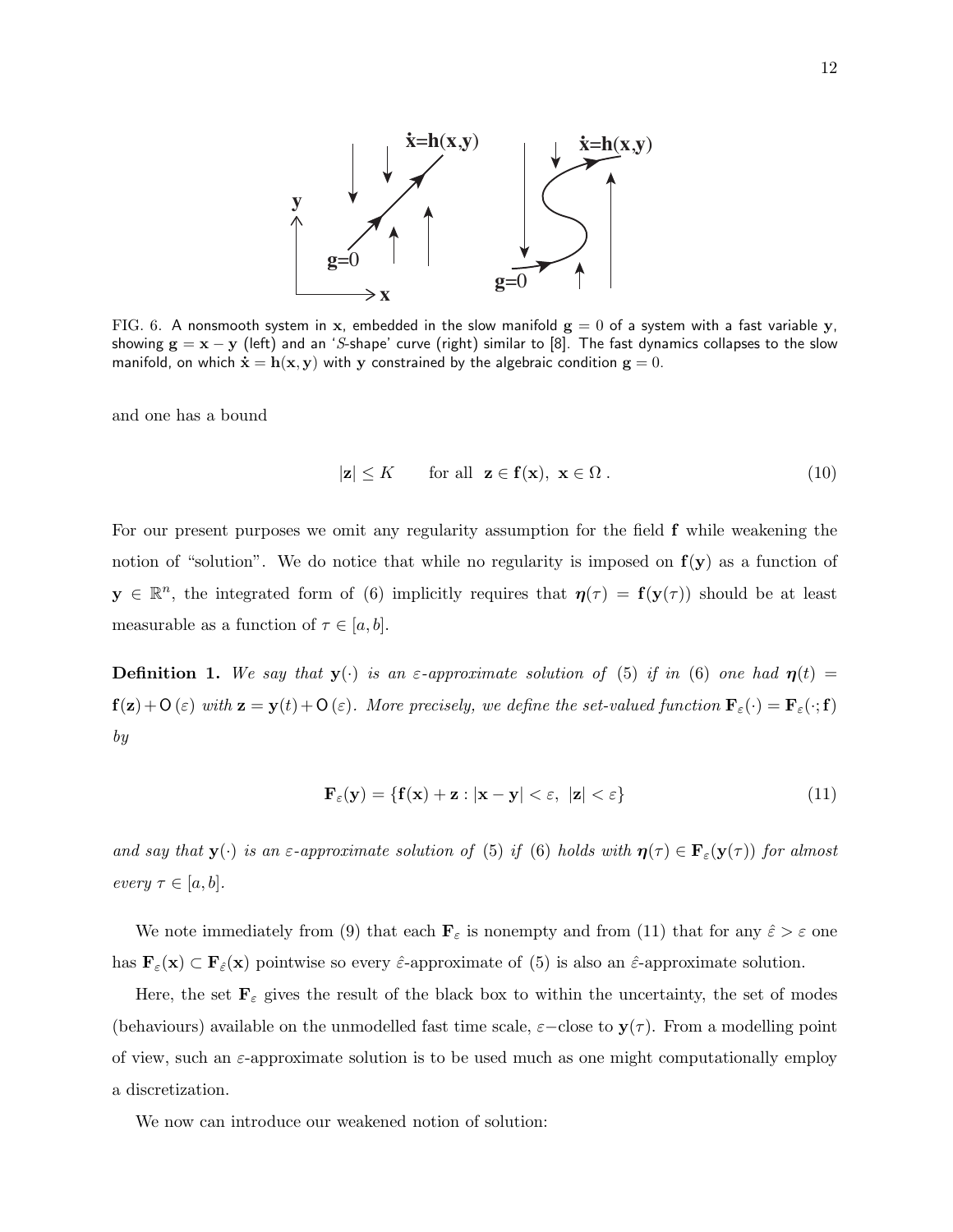FIG. 6. A nonsmooth system in $\mathbf{x}$, embedded in the slow manifold $\mathbf{g} = 0$ of a system with a fast variable $\mathbf{y}$, showing $\mathbf{g} = \mathbf{x} - \mathbf{y}$ (left) and an '$S$-shape' curve (right) similar to [8]. The fast dynamics collapses to the slow manifold, on which $\dot{\mathbf{x}} = \mathbf{h}(\mathbf{x}, \mathbf{y})$ with $\mathbf{y}$ constrained by the algebraic condition $\mathbf{g} = 0$.

and one has a bound

$$|\mathbf{z}| \le K \qquad \text{for all } \ \mathbf{z} \in \mathbf{f}(\mathbf{x}),\ \mathbf{x} \in \Omega\,. \tag{10}$$

For our present purposes we omit any regularity assumption for the field $\mathbf{f}$ while weakening the notion of "solution". We do notice that while no regularity is imposed on $\mathbf{f}(\mathbf{y})$ as a function of $\mathbf{y} \in \mathbb{R}^n$, the integrated form of (6) implicitly requires that $\boldsymbol{\eta}(\tau) = \mathbf{f}(\mathbf{y}(\tau))$ should be at least measurable as a function of $\tau \in [a, b]$.

**Definition 1.** *We say that $\mathbf{y}(\cdot)$ is an $\varepsilon$-approximate solution of (5) if in (6) one had $\boldsymbol{\eta}(t) = \mathbf{f}(\mathbf{z}) + \mathsf{O}(\varepsilon)$ with $\mathbf{z} = \mathbf{y}(t) + \mathsf{O}(\varepsilon)$. More precisely, we define the set-valued function $\mathbf{F}_\varepsilon(\cdot) = \mathbf{F}_\varepsilon(\cdot; \mathbf{f})$ by*

$$\mathbf{F}_\varepsilon(\mathbf{y}) = \{\mathbf{f}(\mathbf{x}) + \mathbf{z} : |\mathbf{x} - \mathbf{y}| < \varepsilon,\ |\mathbf{z}| < \varepsilon\} \tag{11}$$

*and say that $\mathbf{y}(\cdot)$ is an $\varepsilon$-approximate solution of (5) if (6) holds with $\boldsymbol{\eta}(\tau) \in \mathbf{F}_\varepsilon(\mathbf{y}(\tau))$ for almost every $\tau \in [a, b]$.*

We note immediately from (9) that each $\mathbf{F}_\varepsilon$ is nonempty and from (11) that for any $\hat{\varepsilon} > \varepsilon$ one has $\mathbf{F}_\varepsilon(\mathbf{x}) \subset \mathbf{F}_{\hat{\varepsilon}}(\mathbf{x})$ pointwise so every $\hat{\varepsilon}$-approximate of (5) is also an $\hat{\varepsilon}$-approximate solution.

Here, the set $\mathbf{F}_\varepsilon$ gives the result of the black box to within the uncertainty, the set of modes (behaviours) available on the unmodelled fast time scale, $\varepsilon-$close to $\mathbf{y}(\tau)$. From a modelling point of view, such an $\varepsilon$-approximate solution is to be used much as one might computationally employ a discretization.

We now can introduce our weakened notion of solution: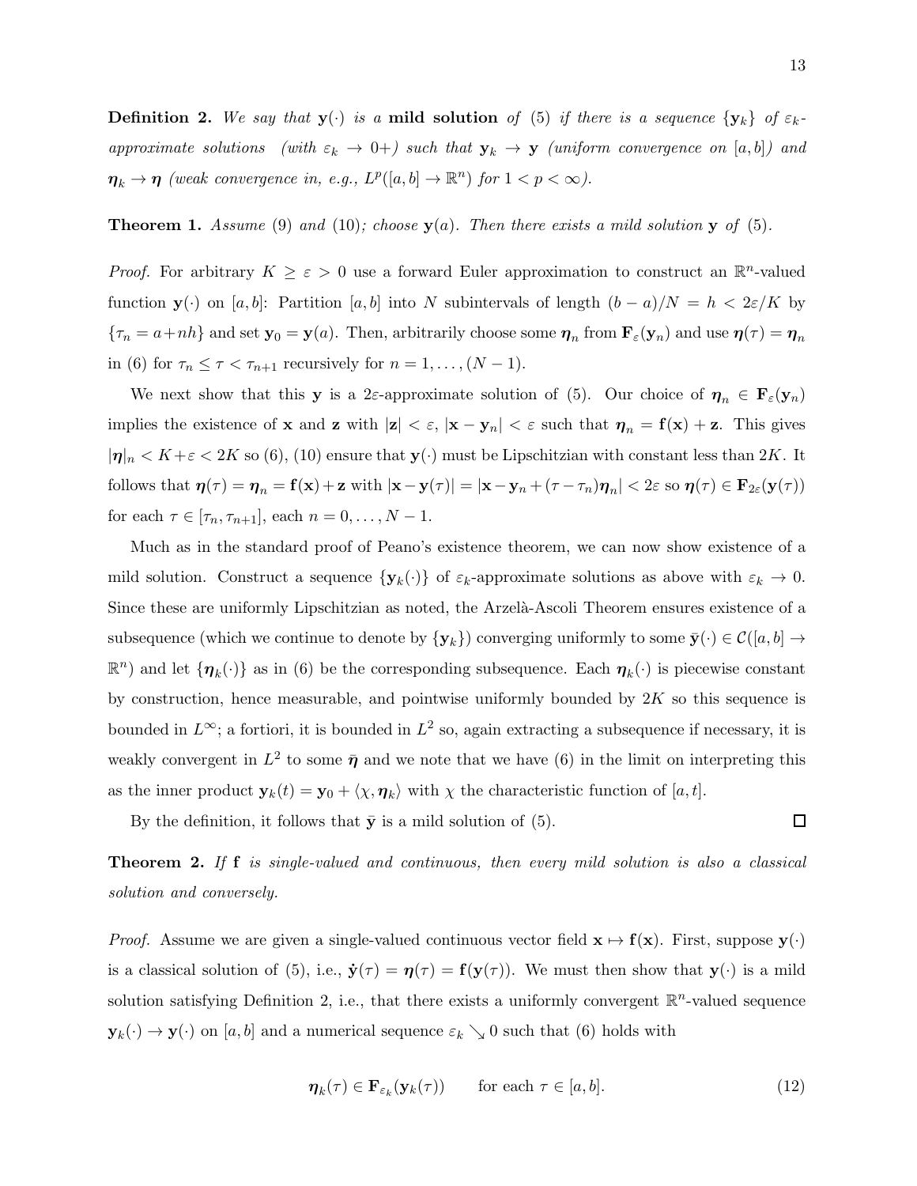**Definition 2.** *We say that $\mathbf{y}(\cdot)$ is a* **mild solution** *of* (5) *if there is a sequence $\{\mathbf{y}_k\}$ of $\varepsilon_k$-approximate solutions (with $\varepsilon_k \to 0+$) such that $\mathbf{y}_k \to \mathbf{y}$ (uniform convergence on $[a,b]$) and $\boldsymbol{\eta}_k \to \boldsymbol{\eta}$ (weak convergence in, e.g., $L^p([a,b] \to \mathbb{R}^n)$ for $1 < p < \infty$).*

**Theorem 1.** *Assume* (9) *and* (10)*; choose $\mathbf{y}(a)$. Then there exists a mild solution $\mathbf{y}$ of* (5)*.*

*Proof.* For arbitrary $K \geq \varepsilon > 0$ use a forward Euler approximation to construct an $\mathbb{R}^n$-valued function $\mathbf{y}(\cdot)$ on $[a,b]$: Partition $[a,b]$ into $N$ subintervals of length $(b-a)/N = h < 2\varepsilon/K$ by $\{\tau_n = a + nh\}$ and set $\mathbf{y}_0 = \mathbf{y}(a)$. Then, arbitrarily choose some $\boldsymbol{\eta}_n$ from $\mathbf{F}_\varepsilon(\mathbf{y}_n)$ and use $\boldsymbol{\eta}(\tau) = \boldsymbol{\eta}_n$ in (6) for $\tau_n \leq \tau < \tau_{n+1}$ recursively for $n = 1, \ldots, (N-1)$.

We next show that this $\mathbf{y}$ is a $2\varepsilon$-approximate solution of (5). Our choice of $\boldsymbol{\eta}_n \in \mathbf{F}_\varepsilon(\mathbf{y}_n)$ implies the existence of $\mathbf{x}$ and $\mathbf{z}$ with $|\mathbf{z}| < \varepsilon$, $|\mathbf{x} - \mathbf{y}_n| < \varepsilon$ such that $\boldsymbol{\eta}_n = \mathbf{f}(\mathbf{x}) + \mathbf{z}$. This gives $|\boldsymbol{\eta}|_n < K + \varepsilon < 2K$ so (6), (10) ensure that $\mathbf{y}(\cdot)$ must be Lipschitzian with constant less than $2K$. It follows that $\boldsymbol{\eta}(\tau) = \boldsymbol{\eta}_n = \mathbf{f}(\mathbf{x}) + \mathbf{z}$ with $|\mathbf{x} - \mathbf{y}(\tau)| = |\mathbf{x} - \mathbf{y}_n + (\tau - \tau_n)\boldsymbol{\eta}_n| < 2\varepsilon$ so $\boldsymbol{\eta}(\tau) \in \mathbf{F}_{2\varepsilon}(\mathbf{y}(\tau))$ for each $\tau \in [\tau_n, \tau_{n+1}]$, each $n = 0, \ldots, N-1$.

Much as in the standard proof of Peano's existence theorem, we can now show existence of a mild solution. Construct a sequence $\{\mathbf{y}_k(\cdot)\}$ of $\varepsilon_k$-approximate solutions as above with $\varepsilon_k \to 0$. Since these are uniformly Lipschitzian as noted, the Arzelà-Ascoli Theorem ensures existence of a subsequence (which we continue to denote by $\{\mathbf{y}_k\}$) converging uniformly to some $\bar{\mathbf{y}}(\cdot) \in \mathcal{C}([a,b] \to \mathbb{R}^n)$ and let $\{\boldsymbol{\eta}_k(\cdot)\}$ as in (6) be the corresponding subsequence. Each $\boldsymbol{\eta}_k(\cdot)$ is piecewise constant by construction, hence measurable, and pointwise uniformly bounded by $2K$ so this sequence is bounded in $L^\infty$; a fortiori, it is bounded in $L^2$ so, again extracting a subsequence if necessary, it is weakly convergent in $L^2$ to some $\bar{\boldsymbol{\eta}}$ and we note that we have (6) in the limit on interpreting this as the inner product $\mathbf{y}_k(t) = \mathbf{y}_0 + \langle \chi, \boldsymbol{\eta}_k \rangle$ with $\chi$ the characteristic function of $[a,t]$.

By the definition, it follows that $\bar{\mathbf{y}}$ is a mild solution of (5). $\square$

**Theorem 2.** *If $\mathbf{f}$ is single-valued and continuous, then every mild solution is also a classical solution and conversely.*

*Proof.* Assume we are given a single-valued continuous vector field $\mathbf{x} \mapsto \mathbf{f}(\mathbf{x})$. First, suppose $\mathbf{y}(\cdot)$ is a classical solution of (5), i.e., $\dot{\mathbf{y}}(\tau) = \boldsymbol{\eta}(\tau) = \mathbf{f}(\mathbf{y}(\tau))$. We must then show that $\mathbf{y}(\cdot)$ is a mild solution satisfying Definition 2, i.e., that there exists a uniformly convergent $\mathbb{R}^n$-valued sequence $\mathbf{y}_k(\cdot) \to \mathbf{y}(\cdot)$ on $[a,b]$ and a numerical sequence $\varepsilon_k \searrow 0$ such that (6) holds with

$$\boldsymbol{\eta}_k(\tau) \in \mathbf{F}_{\varepsilon_k}(\mathbf{y}_k(\tau)) \qquad \text{for each } \tau \in [a,b]. \tag{12}$$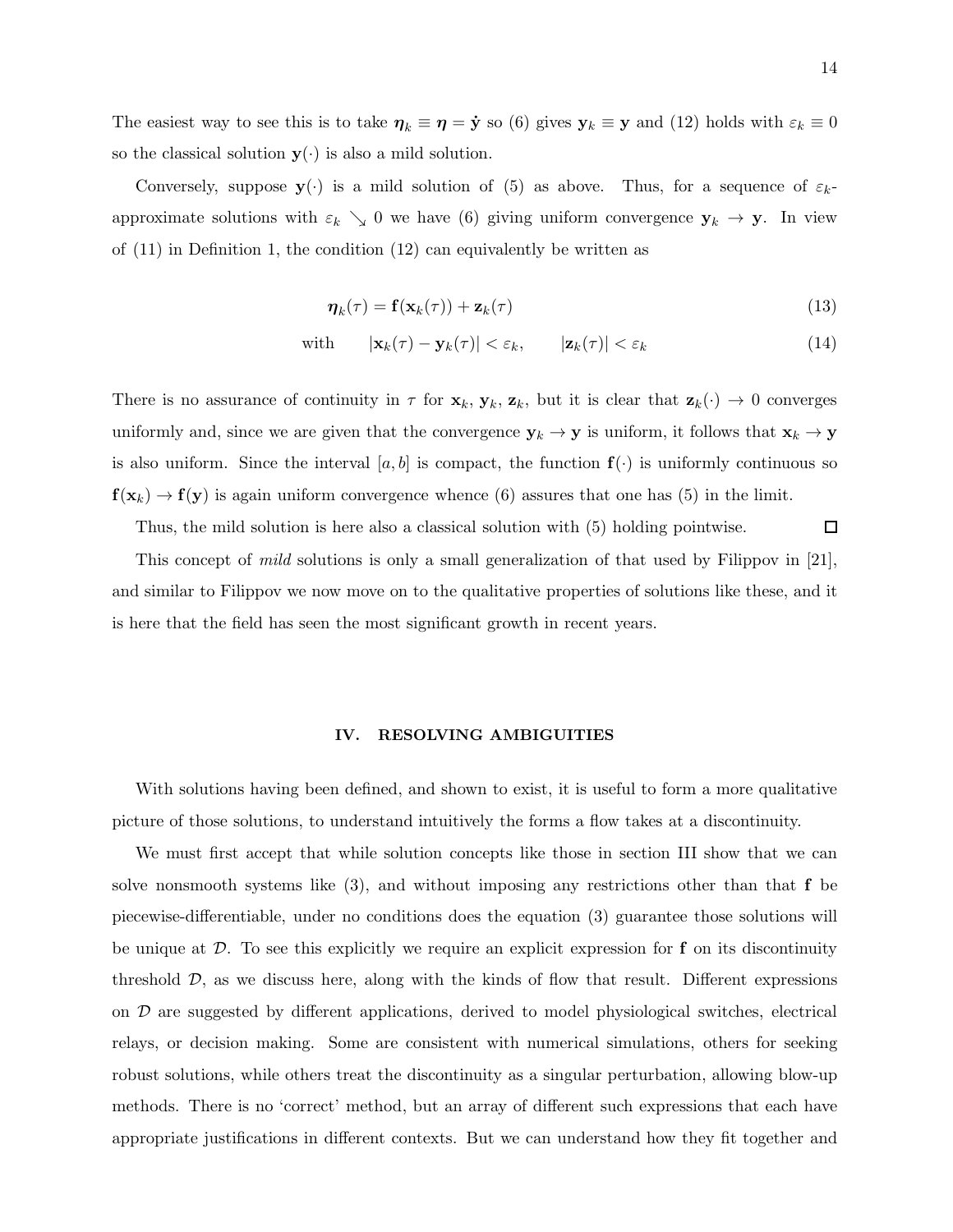The easiest way to see this is to take $\boldsymbol{\eta}_k \equiv \boldsymbol{\eta} = \dot{\mathbf{y}}$ so (6) gives $\mathbf{y}_k \equiv \mathbf{y}$ and (12) holds with $\varepsilon_k \equiv 0$ so the classical solution $\mathbf{y}(\cdot)$ is also a mild solution.

Conversely, suppose $\mathbf{y}(\cdot)$ is a mild solution of (5) as above. Thus, for a sequence of $\varepsilon_k$-approximate solutions with $\varepsilon_k \searrow 0$ we have (6) giving uniform convergence $\mathbf{y}_k \to \mathbf{y}$. In view of (11) in Definition 1, the condition (12) can equivalently be written as

$$\boldsymbol{\eta}_k(\tau) = \mathbf{f}(\mathbf{x}_k(\tau)) + \mathbf{z}_k(\tau) \tag{13}$$

$$\text{with} \qquad |\mathbf{x}_k(\tau) - \mathbf{y}_k(\tau)| < \varepsilon_k, \qquad |\mathbf{z}_k(\tau)| < \varepsilon_k \tag{14}$$

There is no assurance of continuity in $\tau$ for $\mathbf{x}_k$, $\mathbf{y}_k$, $\mathbf{z}_k$, but it is clear that $\mathbf{z}_k(\cdot) \to 0$ converges uniformly and, since we are given that the convergence $\mathbf{y}_k \to \mathbf{y}$ is uniform, it follows that $\mathbf{x}_k \to \mathbf{y}$ is also uniform. Since the interval $[a, b]$ is compact, the function $\mathbf{f}(\cdot)$ is uniformly continuous so $\mathbf{f}(\mathbf{x}_k) \to \mathbf{f}(\mathbf{y})$ is again uniform convergence whence (6) assures that one has (5) in the limit.

Thus, the mild solution is here also a classical solution with (5) holding pointwise. □

This concept of *mild* solutions is only a small generalization of that used by Filippov in [21], and similar to Filippov we now move on to the qualitative properties of solutions like these, and it is here that the field has seen the most significant growth in recent years.

## IV. RESOLVING AMBIGUITIES

With solutions having been defined, and shown to exist, it is useful to form a more qualitative picture of those solutions, to understand intuitively the forms a flow takes at a discontinuity.

We must first accept that while solution concepts like those in section III show that we can solve nonsmooth systems like (3), and without imposing any restrictions other than that $\mathbf{f}$ be piecewise-differentiable, under no conditions does the equation (3) guarantee those solutions will be unique at $\mathcal{D}$. To see this explicitly we require an explicit expression for $\mathbf{f}$ on its discontinuity threshold $\mathcal{D}$, as we discuss here, along with the kinds of flow that result. Different expressions on $\mathcal{D}$ are suggested by different applications, derived to model physiological switches, electrical relays, or decision making. Some are consistent with numerical simulations, others for seeking robust solutions, while others treat the discontinuity as a singular perturbation, allowing blow-up methods. There is no 'correct' method, but an array of different such expressions that each have appropriate justifications in different contexts. But we can understand how they fit together and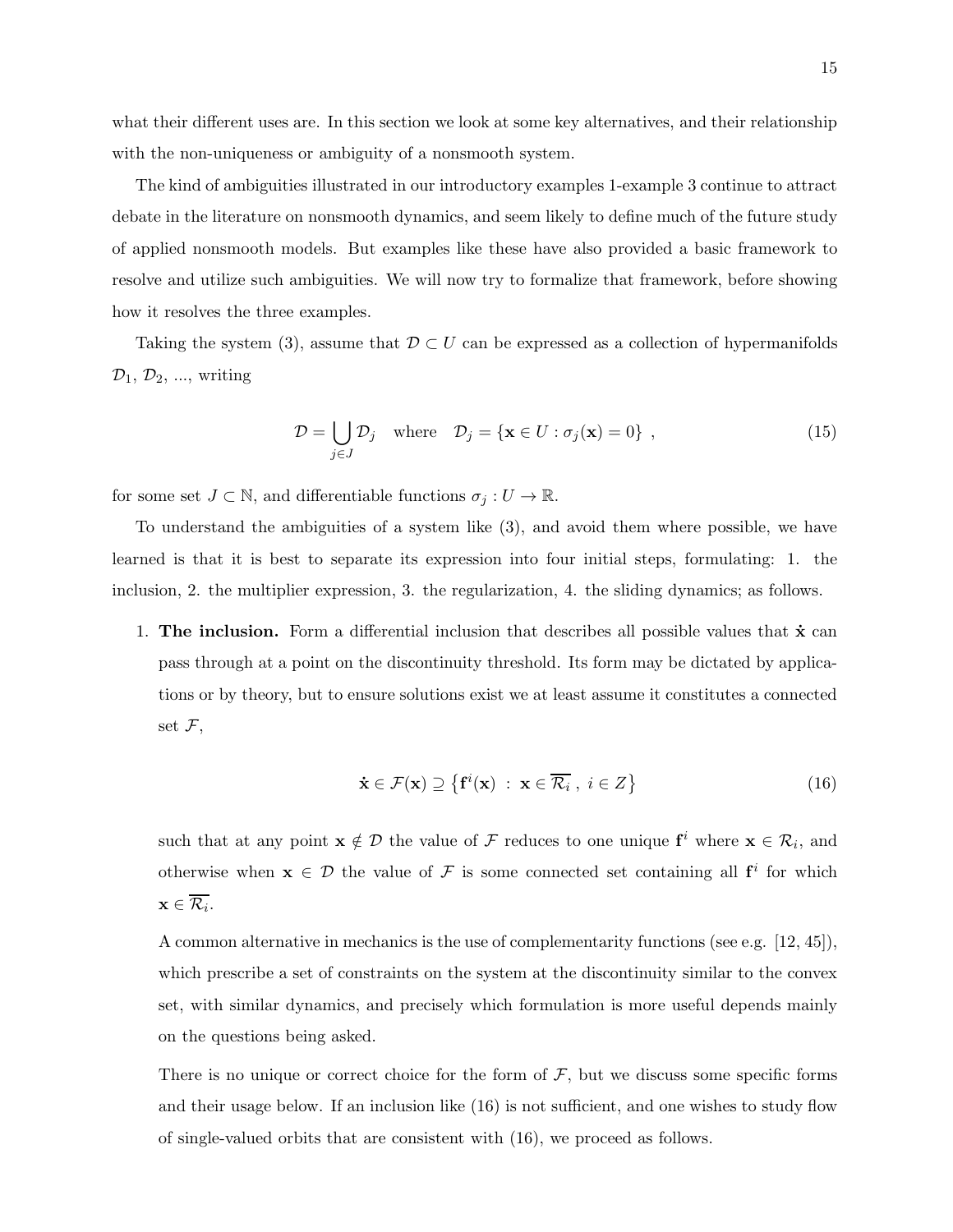what their different uses are. In this section we look at some key alternatives, and their relationship with the non-uniqueness or ambiguity of a nonsmooth system.

The kind of ambiguities illustrated in our introductory examples 1-example 3 continue to attract debate in the literature on nonsmooth dynamics, and seem likely to define much of the future study of applied nonsmooth models. But examples like these have also provided a basic framework to resolve and utilize such ambiguities. We will now try to formalize that framework, before showing how it resolves the three examples.

Taking the system (3), assume that $\mathcal{D} \subset U$ can be expressed as a collection of hypermanifolds $\mathcal{D}_1$, $\mathcal{D}_2$, ..., writing

$$\mathcal{D} = \bigcup_{j \in J} \mathcal{D}_j \quad \text{where} \quad \mathcal{D}_j = \{\mathbf{x} \in U : \sigma_j(\mathbf{x}) = 0\} \ , \tag{15}$$

for some set $J \subset \mathbb{N}$, and differentiable functions $\sigma_j : U \to \mathbb{R}$.

To understand the ambiguities of a system like (3), and avoid them where possible, we have learned is that it is best to separate its expression into four initial steps, formulating: 1. the inclusion, 2. the multiplier expression, 3. the regularization, 4. the sliding dynamics; as follows.

1. **The inclusion.** Form a differential inclusion that describes all possible values that $\dot{\mathbf{x}}$ can pass through at a point on the discontinuity threshold. Its form may be dictated by applications or by theory, but to ensure solutions exist we at least assume it constitutes a connected set $\mathcal{F}$,

$$\dot{\mathbf{x}} \in \mathcal{F}(\mathbf{x}) \supseteq \left\{ \mathbf{f}^i(\mathbf{x}) \ : \ \mathbf{x} \in \overline{\mathcal{R}_i} \ , \ i \in Z \right\} \tag{16}$$

such that at any point $\mathbf{x} \notin \mathcal{D}$ the value of $\mathcal{F}$ reduces to one unique $\mathbf{f}^i$ where $\mathbf{x} \in \mathcal{R}_i$, and otherwise when $\mathbf{x} \in \mathcal{D}$ the value of $\mathcal{F}$ is some connected set containing all $\mathbf{f}^i$ for which $\mathbf{x} \in \overline{\mathcal{R}_i}$.

A common alternative in mechanics is the use of complementarity functions (see e.g. [12, 45]), which prescribe a set of constraints on the system at the discontinuity similar to the convex set, with similar dynamics, and precisely which formulation is more useful depends mainly on the questions being asked.

There is no unique or correct choice for the form of $\mathcal{F}$, but we discuss some specific forms and their usage below. If an inclusion like (16) is not sufficient, and one wishes to study flow of single-valued orbits that are consistent with (16), we proceed as follows.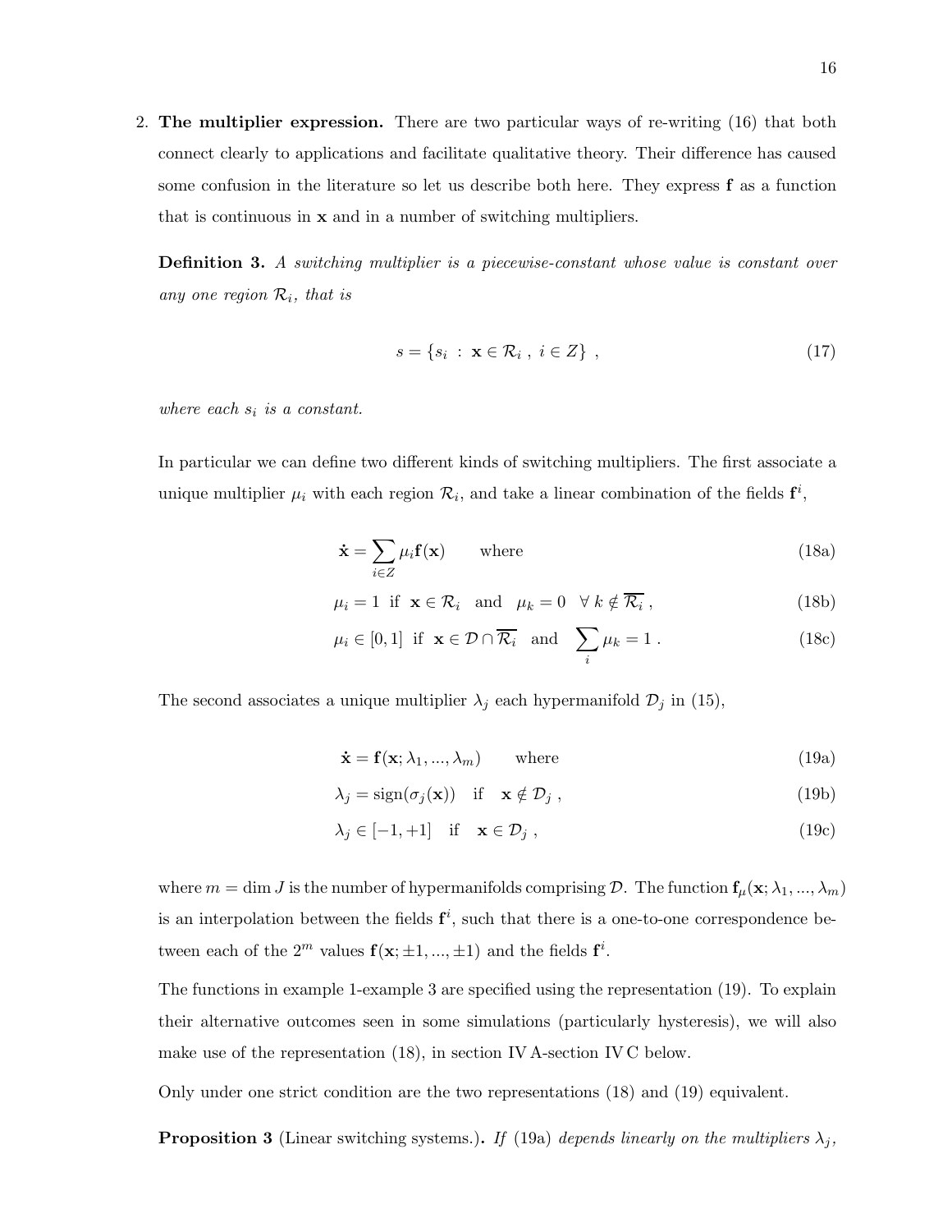2. **The multiplier expression.** There are two particular ways of re-writing (16) that both connect clearly to applications and facilitate qualitative theory. Their difference has caused some confusion in the literature so let us describe both here. They express $\mathbf{f}$ as a function that is continuous in $\mathbf{x}$ and in a number of switching multipliers.

**Definition 3.** *A switching multiplier is a piecewise-constant whose value is constant over any one region $\mathcal{R}_i$, that is*

$$s = \{s_i \ : \ \mathbf{x} \in \mathcal{R}_i \ , \ i \in Z\} \ , \tag{17}$$

*where each $s_i$ is a constant.*

In particular we can define two different kinds of switching multipliers. The first associate a unique multiplier $\mu_i$ with each region $\mathcal{R}_i$, and take a linear combination of the fields $\mathbf{f}^i$,

$$\dot{\mathbf{x}} = \sum_{i \in Z} \mu_i \mathbf{f}(\mathbf{x}) \qquad \text{where} \tag{18a}$$

$$\mu_i = 1 \ \text{ if } \ \mathbf{x} \in \mathcal{R}_i \quad \text{and} \quad \mu_k = 0 \quad \forall \, k \notin \overline{\mathcal{R}_i} \ , \tag{18b}$$

$$\mu_i \in [0,1] \ \text{ if } \ \mathbf{x} \in \mathcal{D} \cap \overline{\mathcal{R}_i} \quad \text{and} \quad \sum_i \mu_k = 1 \ . \tag{18c}$$

The second associates a unique multiplier $\lambda_j$ each hypermanifold $\mathcal{D}_j$ in (15),

$$\dot{\mathbf{x}} = \mathbf{f}(\mathbf{x}; \lambda_1, ..., \lambda_m) \qquad \text{where} \tag{19a}$$

$$\lambda_j = \text{sign}(\sigma_j(\mathbf{x})) \quad \text{if} \quad \mathbf{x} \notin \mathcal{D}_j \ , \tag{19b}$$

$$\lambda_j \in [-1, +1] \quad \text{if} \quad \mathbf{x} \in \mathcal{D}_j \ , \tag{19c}$$

where $m = \dim J$ is the number of hypermanifolds comprising $\mathcal{D}$. The function $\mathbf{f}_\mu(\mathbf{x}; \lambda_1, ..., \lambda_m)$ is an interpolation between the fields $\mathbf{f}^i$, such that there is a one-to-one correspondence between each of the $2^m$ values $\mathbf{f}(\mathbf{x}; \pm 1, ..., \pm 1)$ and the fields $\mathbf{f}^i$.

The functions in example 1-example 3 are specified using the representation (19). To explain their alternative outcomes seen in some simulations (particularly hysteresis), we will also make use of the representation (18), in section IV A-section IV C below.

Only under one strict condition are the two representations (18) and (19) equivalent.

**Proposition 3** (Linear switching systems.)**.** *If* (19a) *depends linearly on the multipliers $\lambda_j$,*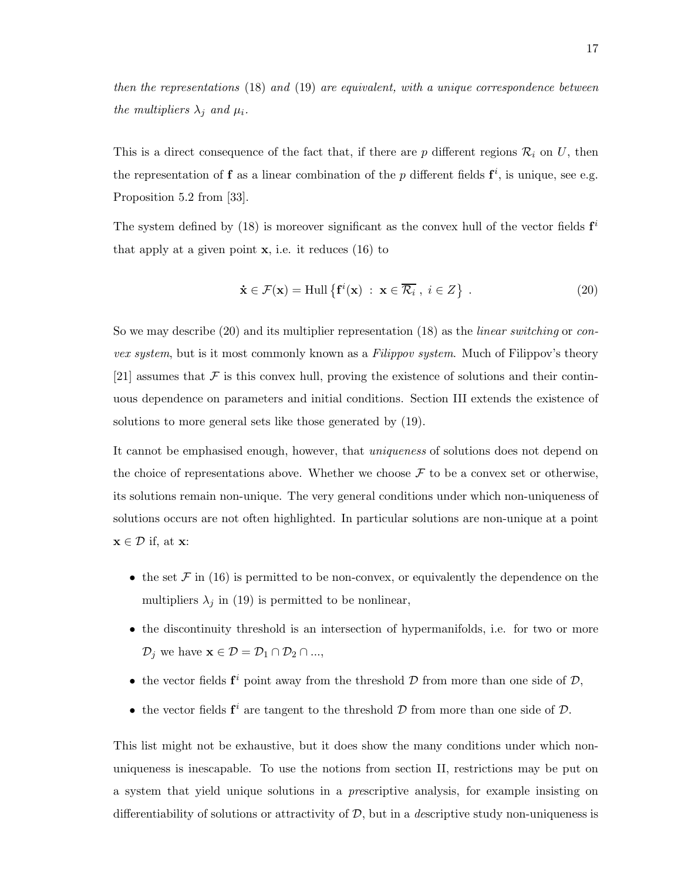*then the representations* (18) *and* (19) *are equivalent, with a unique correspondence between the multipliers* $\lambda_j$ *and* $\mu_i$.

This is a direct consequence of the fact that, if there are $p$ different regions $\mathcal{R}_i$ on $U$, then the representation of $\mathbf{f}$ as a linear combination of the $p$ different fields $\mathbf{f}^i$, is unique, see e.g. Proposition 5.2 from [33].

The system defined by (18) is moreover significant as the convex hull of the vector fields $\mathbf{f}^i$ that apply at a given point $\mathbf{x}$, i.e. it reduces (16) to

$$\dot{\mathbf{x}} \in \mathcal{F}(\mathbf{x}) = \mathrm{Hull}\left\{\mathbf{f}^i(\mathbf{x}) \ : \ \mathbf{x} \in \overline{\mathcal{R}_i}\ ,\ i \in Z\right\}\ . \tag{20}$$

So we may describe (20) and its multiplier representation (18) as the *linear switching* or *convex system*, but is it most commonly known as a *Filippov system*. Much of Filippov's theory [21] assumes that $\mathcal{F}$ is this convex hull, proving the existence of solutions and their continuous dependence on parameters and initial conditions. Section III extends the existence of solutions to more general sets like those generated by (19).

It cannot be emphasised enough, however, that *uniqueness* of solutions does not depend on the choice of representations above. Whether we choose $\mathcal{F}$ to be a convex set or otherwise, its solutions remain non-unique. The very general conditions under which non-uniqueness of solutions occurs are not often highlighted. In particular solutions are non-unique at a point $\mathbf{x} \in \mathcal{D}$ if, at $\mathbf{x}$:

- the set $\mathcal{F}$ in (16) is permitted to be non-convex, or equivalently the dependence on the multipliers $\lambda_j$ in (19) is permitted to be nonlinear,
- the discontinuity threshold is an intersection of hypermanifolds, i.e. for two or more $\mathcal{D}_j$ we have $\mathbf{x} \in \mathcal{D} = \mathcal{D}_1 \cap \mathcal{D}_2 \cap ...$,
- the vector fields $\mathbf{f}^i$ point away from the threshold $\mathcal{D}$ from more than one side of $\mathcal{D}$,
- the vector fields $\mathbf{f}^i$ are tangent to the threshold $\mathcal{D}$ from more than one side of $\mathcal{D}$.

This list might not be exhaustive, but it does show the many conditions under which non-uniqueness is inescapable. To use the notions from section II, restrictions may be put on a system that yield unique solutions in a *pre*scriptive analysis, for example insisting on differentiability of solutions or attractivity of $\mathcal{D}$, but in a *de*scriptive study non-uniqueness is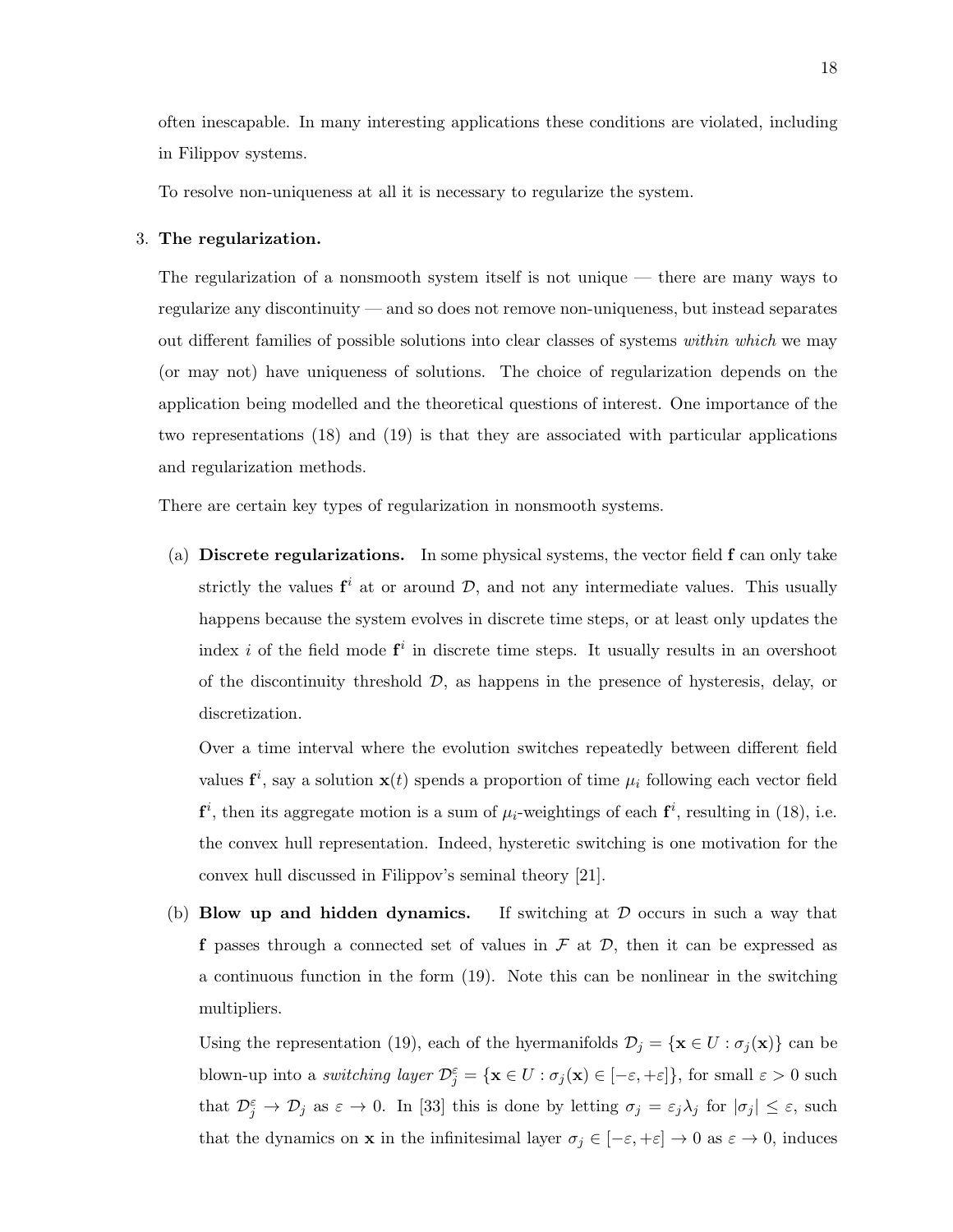often inescapable. In many interesting applications these conditions are violated, including in Filippov systems.

To resolve non-uniqueness at all it is necessary to regularize the system.

3. **The regularization.**

The regularization of a nonsmooth system itself is not unique — there are many ways to regularize any discontinuity — and so does not remove non-uniqueness, but instead separates out different families of possible solutions into clear classes of systems *within which* we may (or may not) have uniqueness of solutions. The choice of regularization depends on the application being modelled and the theoretical questions of interest. One importance of the two representations (18) and (19) is that they are associated with particular applications and regularization methods.

There are certain key types of regularization in nonsmooth systems.

(a) **Discrete regularizations.** In some physical systems, the vector field $\mathbf{f}$ can only take strictly the values $\mathbf{f}^i$ at or around $\mathcal{D}$, and not any intermediate values. This usually happens because the system evolves in discrete time steps, or at least only updates the index $i$ of the field mode $\mathbf{f}^i$ in discrete time steps. It usually results in an overshoot of the discontinuity threshold $\mathcal{D}$, as happens in the presence of hysteresis, delay, or discretization.

Over a time interval where the evolution switches repeatedly between different field values $\mathbf{f}^i$, say a solution $\mathbf{x}(t)$ spends a proportion of time $\mu_i$ following each vector field $\mathbf{f}^i$, then its aggregate motion is a sum of $\mu_i$-weightings of each $\mathbf{f}^i$, resulting in (18), i.e. the convex hull representation. Indeed, hysteretic switching is one motivation for the convex hull discussed in Filippov's seminal theory [21].

(b) **Blow up and hidden dynamics.** If switching at $\mathcal{D}$ occurs in such a way that $\mathbf{f}$ passes through a connected set of values in $\mathcal{F}$ at $\mathcal{D}$, then it can be expressed as a continuous function in the form (19). Note this can be nonlinear in the switching multipliers.

Using the representation (19), each of the hyermanifolds $\mathcal{D}_j = \{\mathbf{x} \in U : \sigma_j(\mathbf{x})\}$ can be blown-up into a *switching layer* $\mathcal{D}_j^\varepsilon = \{\mathbf{x} \in U : \sigma_j(\mathbf{x}) \in [-\varepsilon, +\varepsilon]\}$, for small $\varepsilon > 0$ such that $\mathcal{D}_j^\varepsilon \to \mathcal{D}_j$ as $\varepsilon \to 0$. In [33] this is done by letting $\sigma_j = \varepsilon_j \lambda_j$ for $|\sigma_j| \leq \varepsilon$, such that the dynamics on $\mathbf{x}$ in the infinitesimal layer $\sigma_j \in [-\varepsilon, +\varepsilon] \to 0$ as $\varepsilon \to 0$, induces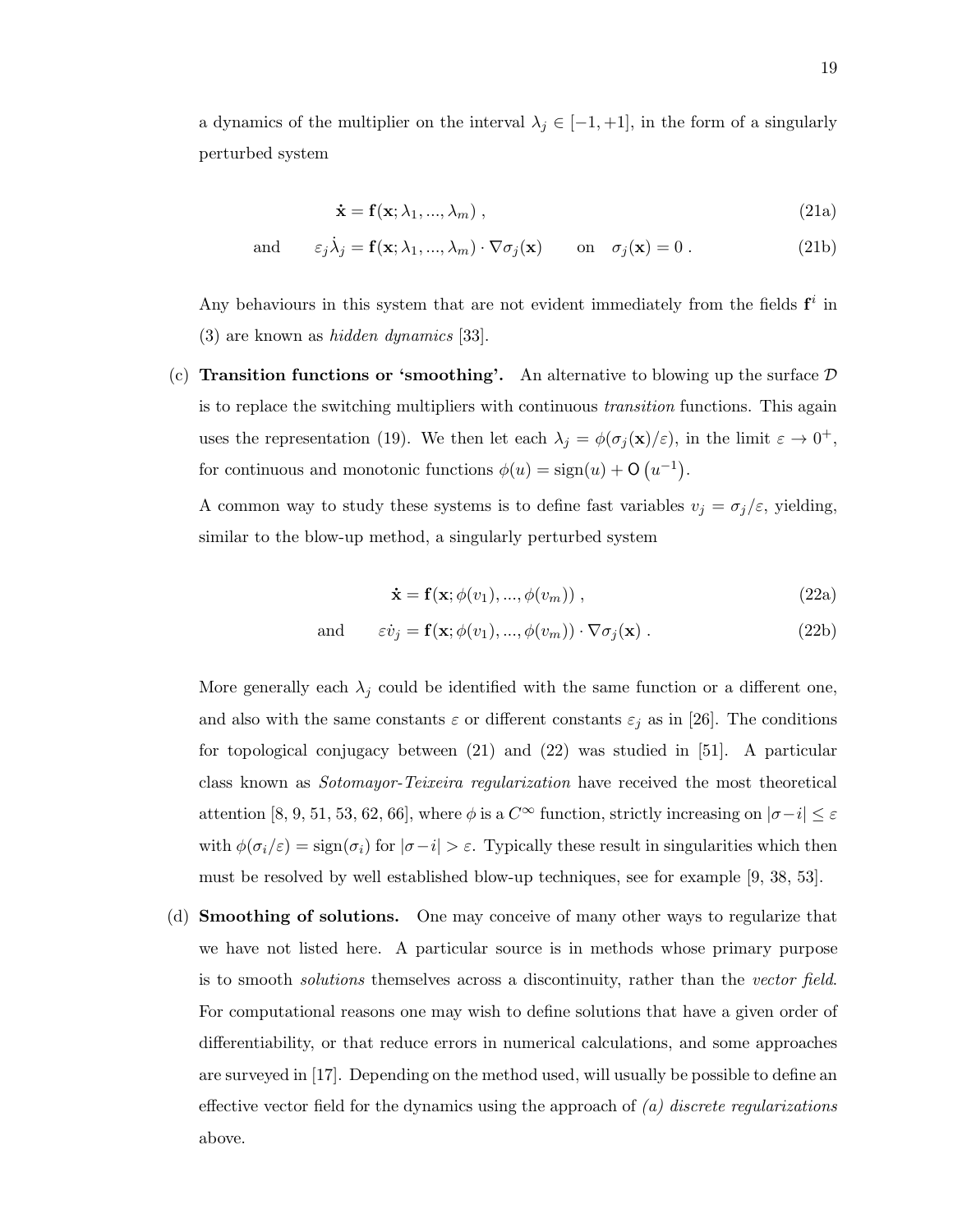a dynamics of the multiplier on the interval $\lambda_j \in [-1, +1]$, in the form of a singularly perturbed system

$$\dot{\mathbf{x}} = \mathbf{f}(\mathbf{x}; \lambda_1, ..., \lambda_m) \; , \tag{21a}$$

$$\text{and} \qquad \varepsilon_j \dot{\lambda}_j = \mathbf{f}(\mathbf{x}; \lambda_1, ..., \lambda_m) \cdot \nabla \sigma_j(\mathbf{x}) \qquad \text{on} \quad \sigma_j(\mathbf{x}) = 0 \; . \tag{21b}$$

Any behaviours in this system that are not evident immediately from the fields $\mathbf{f}^i$ in (3) are known as *hidden dynamics* [33].

(c) **Transition functions or 'smoothing'.** An alternative to blowing up the surface $\mathcal{D}$ is to replace the switching multipliers with continuous *transition* functions. This again uses the representation (19). We then let each $\lambda_j = \phi(\sigma_j(\mathbf{x})/\varepsilon)$, in the limit $\varepsilon \to 0^+$, for continuous and monotonic functions $\phi(u) = \text{sign}(u) + \mathsf{O}\left(u^{-1}\right)$.

A common way to study these systems is to define fast variables $v_j = \sigma_j/\varepsilon$, yielding, similar to the blow-up method, a singularly perturbed system

$$\dot{\mathbf{x}} = \mathbf{f}(\mathbf{x}; \phi(v_1), ..., \phi(v_m)) \; , \tag{22a}$$

$$\text{and} \qquad \varepsilon \dot{v}_j = \mathbf{f}(\mathbf{x}; \phi(v_1), ..., \phi(v_m)) \cdot \nabla \sigma_j(\mathbf{x}) \; . \tag{22b}$$

More generally each $\lambda_j$ could be identified with the same function or a different one, and also with the same constants $\varepsilon$ or different constants $\varepsilon_j$ as in [26]. The conditions for topological conjugacy between (21) and (22) was studied in [51]. A particular class known as *Sotomayor-Teixeira regularization* have received the most theoretical attention [8, 9, 51, 53, 62, 66], where $\phi$ is a $C^\infty$ function, strictly increasing on $|\sigma - i| \leq \varepsilon$ with $\phi(\sigma_i/\varepsilon) = \text{sign}(\sigma_i)$ for $|\sigma - i| > \varepsilon$. Typically these result in singularities which then must be resolved by well established blow-up techniques, see for example [9, 38, 53].

(d) **Smoothing of solutions.** One may conceive of many other ways to regularize that we have not listed here. A particular source is in methods whose primary purpose is to smooth *solutions* themselves across a discontinuity, rather than the *vector field*. For computational reasons one may wish to define solutions that have a given order of differentiability, or that reduce errors in numerical calculations, and some approaches are surveyed in [17]. Depending on the method used, will usually be possible to define an effective vector field for the dynamics using the approach of *(a) discrete regularizations* above.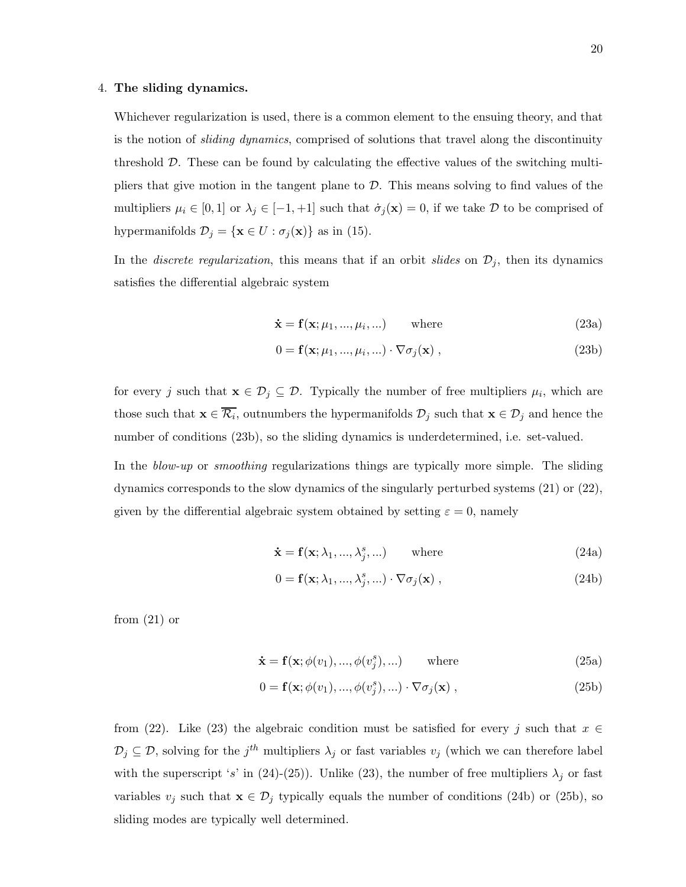4. **The sliding dynamics.**

Whichever regularization is used, there is a common element to the ensuing theory, and that is the notion of *sliding dynamics*, comprised of solutions that travel along the discontinuity threshold $\mathcal{D}$. These can be found by calculating the effective values of the switching multipliers that give motion in the tangent plane to $\mathcal{D}$. This means solving to find values of the multipliers $\mu_i \in [0,1]$ or $\lambda_j \in [-1,+1]$ such that $\dot{\sigma}_j(\mathbf{x}) = 0$, if we take $\mathcal{D}$ to be comprised of hypermanifolds $\mathcal{D}_j = \{\mathbf{x} \in U : \sigma_j(\mathbf{x})\}$ as in (15).

In the *discrete regularization*, this means that if an orbit *slides* on $\mathcal{D}_j$, then its dynamics satisfies the differential algebraic system

$$\dot{\mathbf{x}} = \mathbf{f}(\mathbf{x}; \mu_1, ..., \mu_i, ...) \qquad \text{where} \tag{23a}$$

$$0 = \mathbf{f}(\mathbf{x}; \mu_1, ..., \mu_i, ...) \cdot \nabla \sigma_j(\mathbf{x}) \;, \tag{23b}$$

for every $j$ such that $\mathbf{x} \in \mathcal{D}_j \subseteq \mathcal{D}$. Typically the number of free multipliers $\mu_i$, which are those such that $\mathbf{x} \in \overline{\mathcal{R}_i}$, outnumbers the hypermanifolds $\mathcal{D}_j$ such that $\mathbf{x} \in \mathcal{D}_j$ and hence the number of conditions (23b), so the sliding dynamics is underdetermined, i.e. set-valued.

In the *blow-up* or *smoothing* regularizations things are typically more simple. The sliding dynamics corresponds to the slow dynamics of the singularly perturbed systems (21) or (22), given by the differential algebraic system obtained by setting $\varepsilon = 0$, namely

$$\dot{\mathbf{x}} = \mathbf{f}(\mathbf{x}; \lambda_1, ..., \lambda_j^s, ...) \qquad \text{where} \tag{24a}$$

$$0 = \mathbf{f}(\mathbf{x}; \lambda_1, ..., \lambda_j^s, ...) \cdot \nabla \sigma_j(\mathbf{x}) \;, \tag{24b}$$

from (21) or

$$\dot{\mathbf{x}} = \mathbf{f}(\mathbf{x}; \phi(v_1), ..., \phi(v_j^s), ...) \qquad \text{where} \tag{25a}$$

$$0 = \mathbf{f}(\mathbf{x}; \phi(v_1), ..., \phi(v_j^s), ...) \cdot \nabla \sigma_j(\mathbf{x}) \;, \tag{25b}$$

from (22). Like (23) the algebraic condition must be satisfied for every $j$ such that $x \in \mathcal{D}_j \subseteq \mathcal{D}$, solving for the $j^{th}$ multipliers $\lambda_j$ or fast variables $v_j$ (which we can therefore label with the superscript '$s$' in (24)-(25)). Unlike (23), the number of free multipliers $\lambda_j$ or fast variables $v_j$ such that $\mathbf{x} \in \mathcal{D}_j$ typically equals the number of conditions (24b) or (25b), so sliding modes are typically well determined.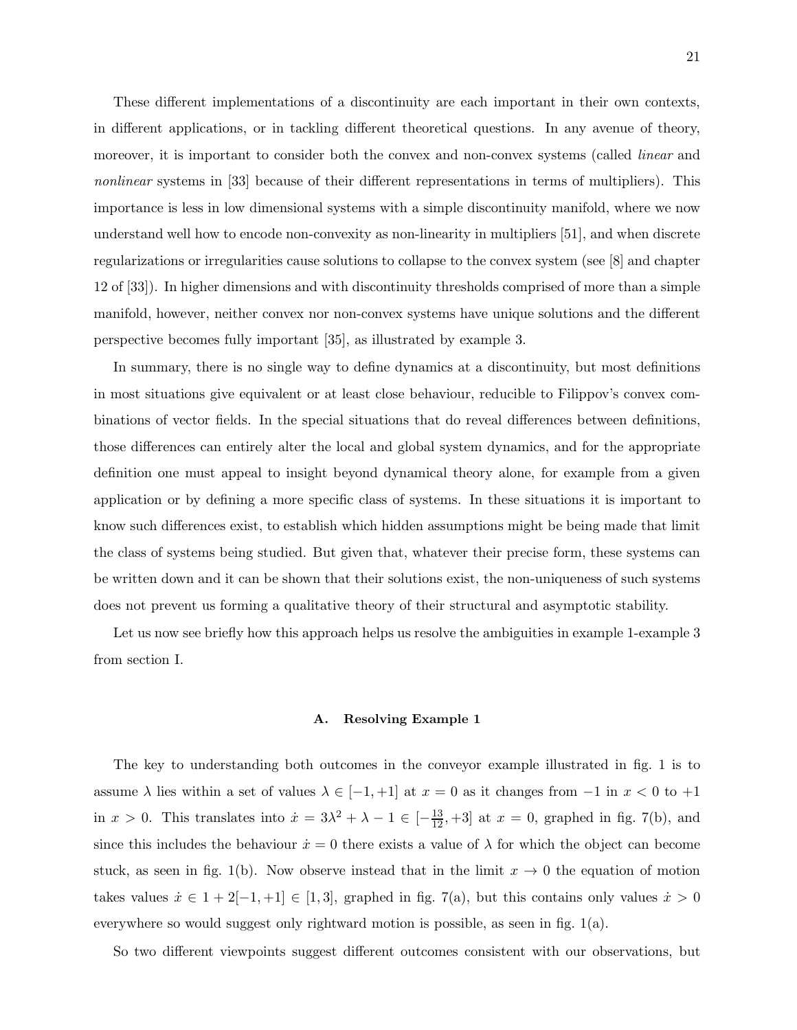These different implementations of a discontinuity are each important in their own contexts, in different applications, or in tackling different theoretical questions. In any avenue of theory, moreover, it is important to consider both the convex and non-convex systems (called *linear* and *nonlinear* systems in [33] because of their different representations in terms of multipliers). This importance is less in low dimensional systems with a simple discontinuity manifold, where we now understand well how to encode non-convexity as non-linearity in multipliers [51], and when discrete regularizations or irregularities cause solutions to collapse to the convex system (see [8] and chapter 12 of [33]). In higher dimensions and with discontinuity thresholds comprised of more than a simple manifold, however, neither convex nor non-convex systems have unique solutions and the different perspective becomes fully important [35], as illustrated by example 3.

In summary, there is no single way to define dynamics at a discontinuity, but most definitions in most situations give equivalent or at least close behaviour, reducible to Filippov's convex combinations of vector fields. In the special situations that do reveal differences between definitions, those differences can entirely alter the local and global system dynamics, and for the appropriate definition one must appeal to insight beyond dynamical theory alone, for example from a given application or by defining a more specific class of systems. In these situations it is important to know such differences exist, to establish which hidden assumptions might be being made that limit the class of systems being studied. But given that, whatever their precise form, these systems can be written down and it can be shown that their solutions exist, the non-uniqueness of such systems does not prevent us forming a qualitative theory of their structural and asymptotic stability.

Let us now see briefly how this approach helps us resolve the ambiguities in example 1-example 3 from section I.

### A. Resolving Example 1

The key to understanding both outcomes in the conveyor example illustrated in fig. 1 is to assume $\lambda$ lies within a set of values $\lambda \in [-1, +1]$ at $x = 0$ as it changes from $-1$ in $x < 0$ to $+1$ in $x > 0$. This translates into $\dot{x} = 3\lambda^2 + \lambda - 1 \in [-\frac{13}{12}, +3]$ at $x = 0$, graphed in fig. 7(b), and since this includes the behaviour $\dot{x} = 0$ there exists a value of $\lambda$ for which the object can become stuck, as seen in fig. 1(b). Now observe instead that in the limit $x \to 0$ the equation of motion takes values $\dot{x} \in 1 + 2[-1, +1] \in [1, 3]$, graphed in fig. 7(a), but this contains only values $\dot{x} > 0$ everywhere so would suggest only rightward motion is possible, as seen in fig. 1(a).

So two different viewpoints suggest different outcomes consistent with our observations, but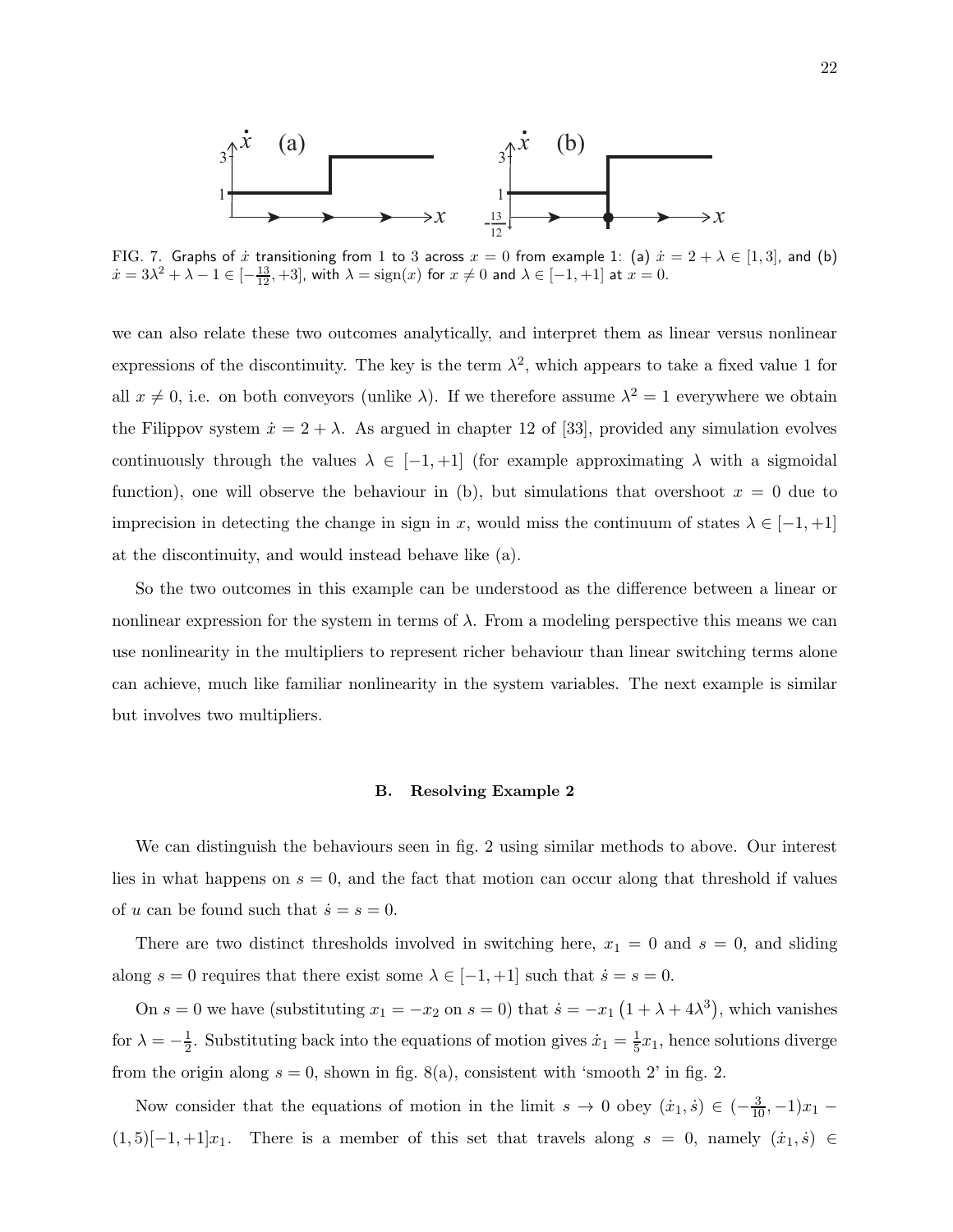FIG. 7. Graphs of $\dot{x}$ transitioning from 1 to 3 across $x = 0$ from example 1: (a) $\dot{x} = 2 + \lambda \in [1, 3]$, and (b) $\dot{x} = 3\lambda^2 + \lambda - 1 \in [-\frac{13}{12}, +3]$, with $\lambda = \text{sign}(x)$ for $x \neq 0$ and $\lambda \in [-1, +1]$ at $x = 0$.

we can also relate these two outcomes analytically, and interpret them as linear versus nonlinear expressions of the discontinuity. The key is the term $\lambda^2$, which appears to take a fixed value 1 for all $x \neq 0$, i.e. on both conveyors (unlike $\lambda$). If we therefore assume $\lambda^2 = 1$ everywhere we obtain the Filippov system $\dot{x} = 2 + \lambda$. As argued in chapter 12 of [33], provided any simulation evolves continuously through the values $\lambda \in [-1, +1]$ (for example approximating $\lambda$ with a sigmoidal function), one will observe the behaviour in (b), but simulations that overshoot $x = 0$ due to imprecision in detecting the change in sign in $x$, would miss the continuum of states $\lambda \in [-1, +1]$ at the discontinuity, and would instead behave like (a).

So the two outcomes in this example can be understood as the difference between a linear or nonlinear expression for the system in terms of $\lambda$. From a modeling perspective this means we can use nonlinearity in the multipliers to represent richer behaviour than linear switching terms alone can achieve, much like familiar nonlinearity in the system variables. The next example is similar but involves two multipliers.

### B. Resolving Example 2

We can distinguish the behaviours seen in fig. 2 using similar methods to above. Our interest lies in what happens on $s = 0$, and the fact that motion can occur along that threshold if values of $u$ can be found such that $\dot{s} = s = 0$.

There are two distinct thresholds involved in switching here, $x_1 = 0$ and $s = 0$, and sliding along $s = 0$ requires that there exist some $\lambda \in [-1, +1]$ such that $\dot{s} = s = 0$.

On $s = 0$ we have (substituting $x_1 = -x_2$ on $s = 0$) that $\dot{s} = -x_1 \left(1 + \lambda + 4\lambda^3\right)$, which vanishes for $\lambda = -\frac{1}{2}$. Substituting back into the equations of motion gives $\dot{x}_1 = \frac{1}{5}x_1$, hence solutions diverge from the origin along $s = 0$, shown in fig. 8(a), consistent with 'smooth 2' in fig. 2.

Now consider that the equations of motion in the limit $s \to 0$ obey $(\dot{x}_1, \dot{s}) \in (-\frac{3}{10}, -1)x_1 - (1, 5)[-1, +1]x_1$. There is a member of this set that travels along $s = 0$, namely $(\dot{x}_1, \dot{s}) \in$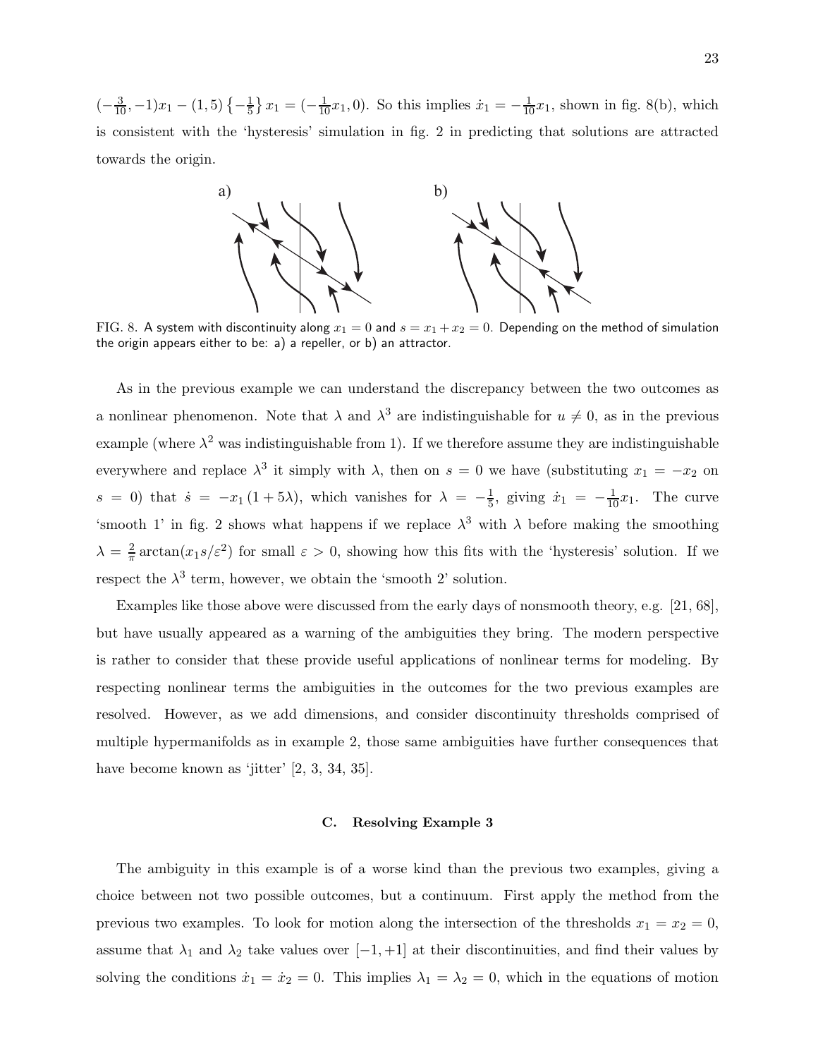$(-\frac{3}{10}, -1)x_1 - (1, 5)\left\{-\frac{1}{5}\right\}x_1 = (-\frac{1}{10}x_1, 0)$. So this implies $\dot{x}_1 = -\frac{1}{10}x_1$, shown in fig. 8(b), which is consistent with the 'hysteresis' simulation in fig. 2 in predicting that solutions are attracted towards the origin.

FIG. 8. A system with discontinuity along $x_1 = 0$ and $s = x_1 + x_2 = 0$. Depending on the method of simulation the origin appears either to be: a) a repeller, or b) an attractor.

As in the previous example we can understand the discrepancy between the two outcomes as a nonlinear phenomenon. Note that $\lambda$ and $\lambda^3$ are indistinguishable for $u \neq 0$, as in the previous example (where $\lambda^2$ was indistinguishable from 1). If we therefore assume they are indistinguishable everywhere and replace $\lambda^3$ it simply with $\lambda$, then on $s = 0$ we have (substituting $x_1 = -x_2$ on $s = 0$) that $\dot{s} = -x_1(1 + 5\lambda)$, which vanishes for $\lambda = -\frac{1}{5}$, giving $\dot{x}_1 = -\frac{1}{10}x_1$. The curve 'smooth 1' in fig. 2 shows what happens if we replace $\lambda^3$ with $\lambda$ before making the smoothing $\lambda = \frac{2}{\pi}\arctan(x_1 s/\varepsilon^2)$ for small $\varepsilon > 0$, showing how this fits with the 'hysteresis' solution. If we respect the $\lambda^3$ term, however, we obtain the 'smooth 2' solution.

Examples like those above were discussed from the early days of nonsmooth theory, e.g. [21, 68], but have usually appeared as a warning of the ambiguities they bring. The modern perspective is rather to consider that these provide useful applications of nonlinear terms for modeling. By respecting nonlinear terms the ambiguities in the outcomes for the two previous examples are resolved. However, as we add dimensions, and consider discontinuity thresholds comprised of multiple hypermanifolds as in example 2, those same ambiguities have further consequences that have become known as 'jitter' [2, 3, 34, 35].

### C. Resolving Example 3

The ambiguity in this example is of a worse kind than the previous two examples, giving a choice between not two possible outcomes, but a continuum. First apply the method from the previous two examples. To look for motion along the intersection of the thresholds $x_1 = x_2 = 0$, assume that $\lambda_1$ and $\lambda_2$ take values over $[-1, +1]$ at their discontinuities, and find their values by solving the conditions $\dot{x}_1 = \dot{x}_2 = 0$. This implies $\lambda_1 = \lambda_2 = 0$, which in the equations of motion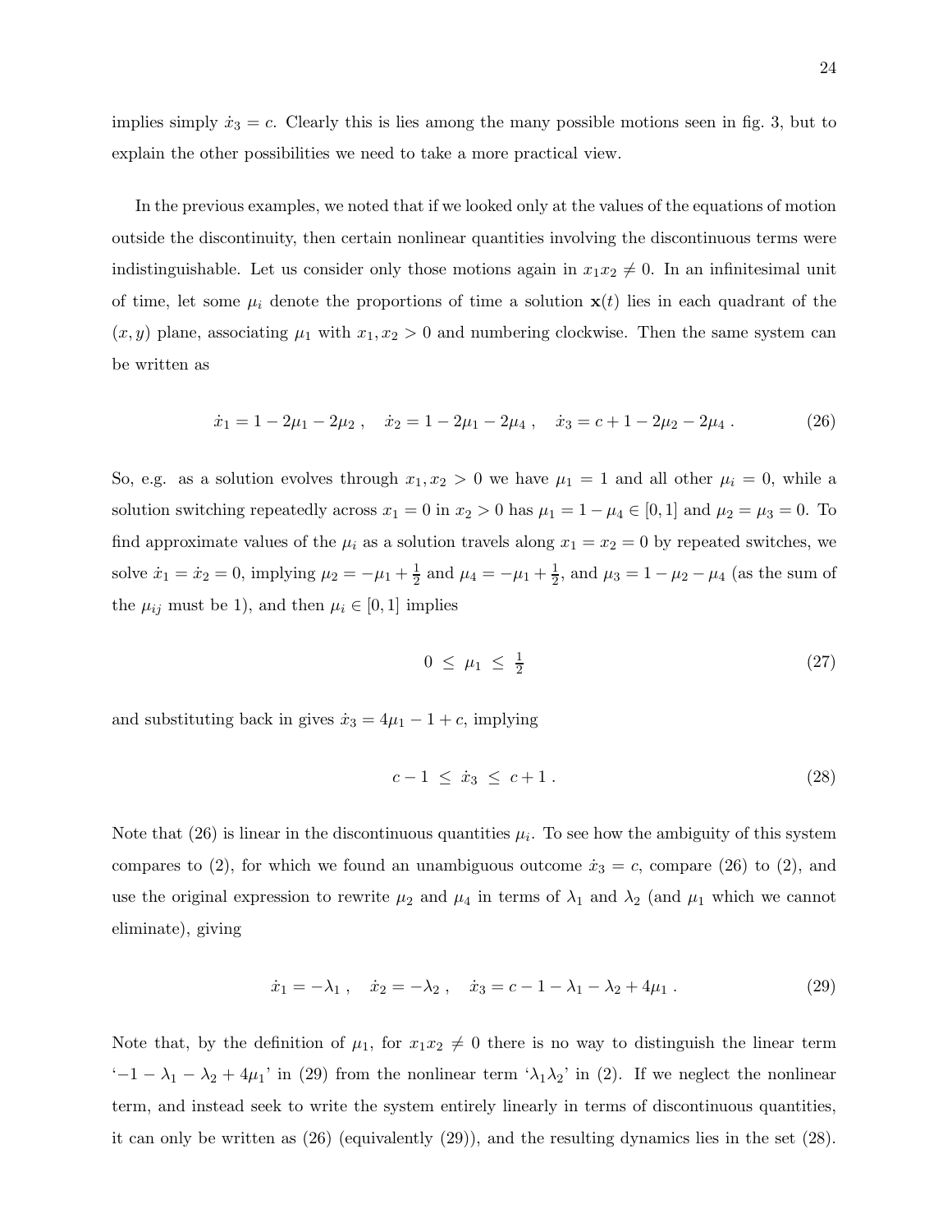implies simply $\dot{x}_3 = c$. Clearly this is lies among the many possible motions seen in fig. 3, but to explain the other possibilities we need to take a more practical view.

In the previous examples, we noted that if we looked only at the values of the equations of motion outside the discontinuity, then certain nonlinear quantities involving the discontinuous terms were indistinguishable. Let us consider only those motions again in $x_1 x_2 \neq 0$. In an infinitesimal unit of time, let some $\mu_i$ denote the proportions of time a solution $\mathbf{x}(t)$ lies in each quadrant of the $(x, y)$ plane, associating $\mu_1$ with $x_1, x_2 > 0$ and numbering clockwise. Then the same system can be written as

$$\dot{x}_1 = 1 - 2\mu_1 - 2\mu_2 \ , \quad \dot{x}_2 = 1 - 2\mu_1 - 2\mu_4 \ , \quad \dot{x}_3 = c + 1 - 2\mu_2 - 2\mu_4 \ . \tag{26}$$

So, e.g. as a solution evolves through $x_1, x_2 > 0$ we have $\mu_1 = 1$ and all other $\mu_i = 0$, while a solution switching repeatedly across $x_1 = 0$ in $x_2 > 0$ has $\mu_1 = 1 - \mu_4 \in [0, 1]$ and $\mu_2 = \mu_3 = 0$. To find approximate values of the $\mu_i$ as a solution travels along $x_1 = x_2 = 0$ by repeated switches, we solve $\dot{x}_1 = \dot{x}_2 = 0$, implying $\mu_2 = -\mu_1 + \frac{1}{2}$ and $\mu_4 = -\mu_1 + \frac{1}{2}$, and $\mu_3 = 1 - \mu_2 - \mu_4$ (as the sum of the $\mu_{ij}$ must be 1), and then $\mu_i \in [0, 1]$ implies

$$0 \ \leq \ \mu_1 \ \leq \ \tfrac{1}{2} \tag{27}$$

and substituting back in gives $\dot{x}_3 = 4\mu_1 - 1 + c$, implying

$$c - 1 \ \leq \ \dot{x}_3 \ \leq \ c + 1 \ . \tag{28}$$

Note that (26) is linear in the discontinuous quantities $\mu_i$. To see how the ambiguity of this system compares to (2), for which we found an unambiguous outcome $\dot{x}_3 = c$, compare (26) to (2), and use the original expression to rewrite $\mu_2$ and $\mu_4$ in terms of $\lambda_1$ and $\lambda_2$ (and $\mu_1$ which we cannot eliminate), giving

$$\dot{x}_1 = -\lambda_1 \ , \quad \dot{x}_2 = -\lambda_2 \ , \quad \dot{x}_3 = c - 1 - \lambda_1 - \lambda_2 + 4\mu_1 \ . \tag{29}$$

Note that, by the definition of $\mu_1$, for $x_1 x_2 \neq 0$ there is no way to distinguish the linear term '$-1 - \lambda_1 - \lambda_2 + 4\mu_1$' in (29) from the nonlinear term '$\lambda_1 \lambda_2$' in (2). If we neglect the nonlinear term, and instead seek to write the system entirely linearly in terms of discontinuous quantities, it can only be written as (26) (equivalently (29)), and the resulting dynamics lies in the set (28).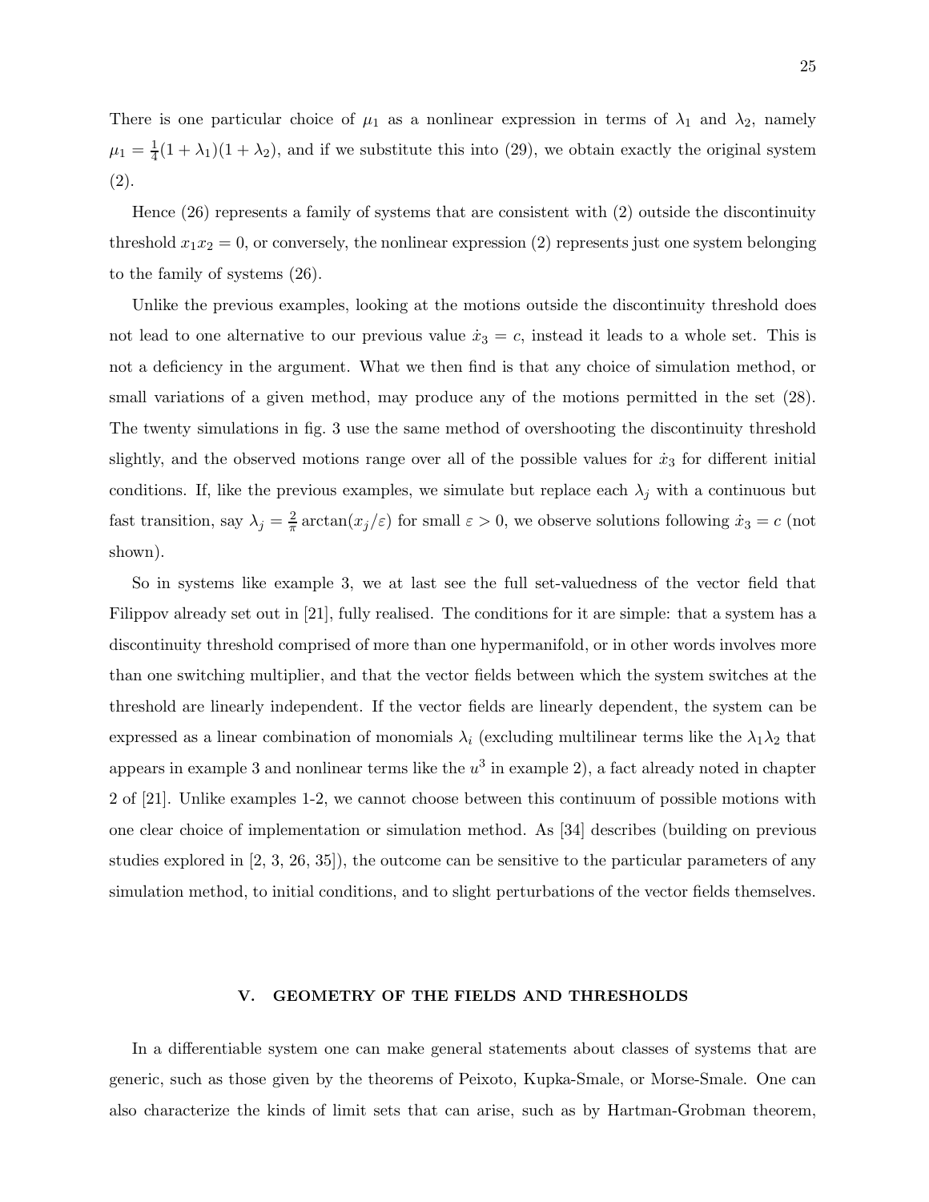There is one particular choice of $\mu_1$ as a nonlinear expression in terms of $\lambda_1$ and $\lambda_2$, namely $\mu_1 = \frac{1}{4}(1+\lambda_1)(1+\lambda_2)$, and if we substitute this into (29), we obtain exactly the original system (2).

Hence (26) represents a family of systems that are consistent with (2) outside the discontinuity threshold $x_1x_2 = 0$, or conversely, the nonlinear expression (2) represents just one system belonging to the family of systems (26).

Unlike the previous examples, looking at the motions outside the discontinuity threshold does not lead to one alternative to our previous value $\dot{x}_3 = c$, instead it leads to a whole set. This is not a deficiency in the argument. What we then find is that any choice of simulation method, or small variations of a given method, may produce any of the motions permitted in the set (28). The twenty simulations in fig. 3 use the same method of overshooting the discontinuity threshold slightly, and the observed motions range over all of the possible values for $\dot{x}_3$ for different initial conditions. If, like the previous examples, we simulate but replace each $\lambda_j$ with a continuous but fast transition, say $\lambda_j = \frac{2}{\pi}\arctan(x_j/\varepsilon)$ for small $\varepsilon > 0$, we observe solutions following $\dot{x}_3 = c$ (not shown).

So in systems like example 3, we at last see the full set-valuedness of the vector field that Filippov already set out in [21], fully realised. The conditions for it are simple: that a system has a discontinuity threshold comprised of more than one hypermanifold, or in other words involves more than one switching multiplier, and that the vector fields between which the system switches at the threshold are linearly independent. If the vector fields are linearly dependent, the system can be expressed as a linear combination of monomials $\lambda_i$ (excluding multilinear terms like the $\lambda_1\lambda_2$ that appears in example 3 and nonlinear terms like the $u^3$ in example 2), a fact already noted in chapter 2 of [21]. Unlike examples 1-2, we cannot choose between this continuum of possible motions with one clear choice of implementation or simulation method. As [34] describes (building on previous studies explored in [2, 3, 26, 35]), the outcome can be sensitive to the particular parameters of any simulation method, to initial conditions, and to slight perturbations of the vector fields themselves.

## V. GEOMETRY OF THE FIELDS AND THRESHOLDS

In a differentiable system one can make general statements about classes of systems that are generic, such as those given by the theorems of Peixoto, Kupka-Smale, or Morse-Smale. One can also characterize the kinds of limit sets that can arise, such as by Hartman-Grobman theorem,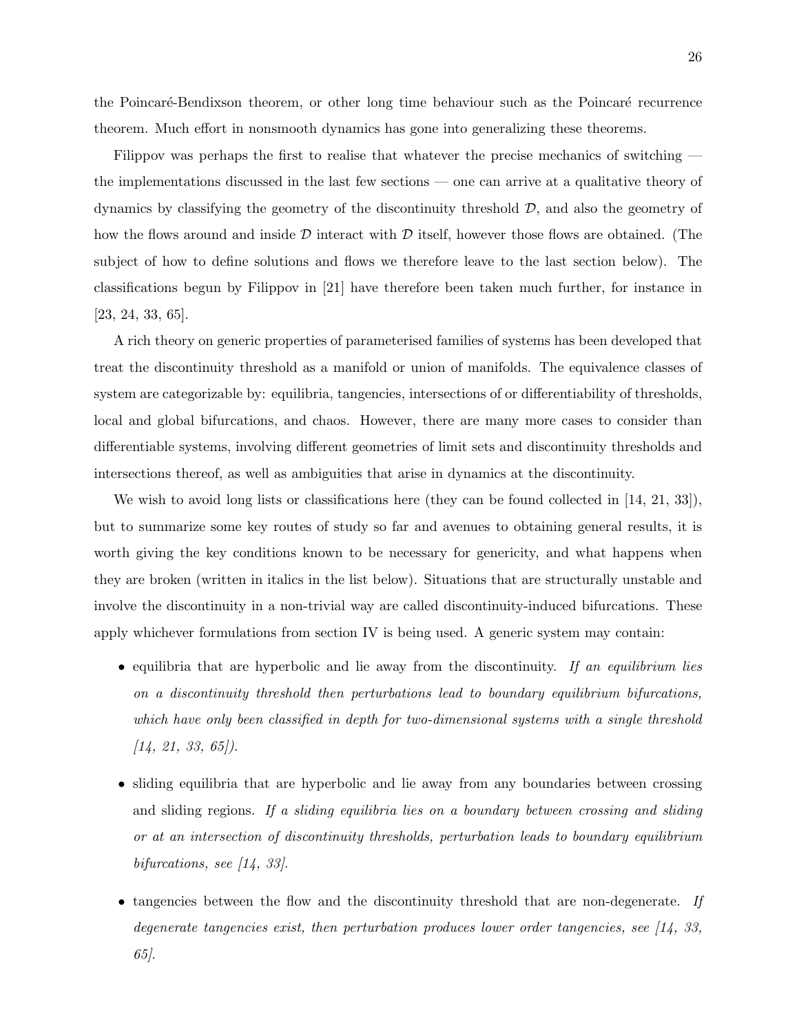the Poincaré-Bendixson theorem, or other long time behaviour such as the Poincaré recurrence theorem. Much effort in nonsmooth dynamics has gone into generalizing these theorems.

Filippov was perhaps the first to realise that whatever the precise mechanics of switching — the implementations discussed in the last few sections — one can arrive at a qualitative theory of dynamics by classifying the geometry of the discontinuity threshold $\mathcal{D}$, and also the geometry of how the flows around and inside $\mathcal{D}$ interact with $\mathcal{D}$ itself, however those flows are obtained. (The subject of how to define solutions and flows we therefore leave to the last section below). The classifications begun by Filippov in [21] have therefore been taken much further, for instance in [23, 24, 33, 65].

A rich theory on generic properties of parameterised families of systems has been developed that treat the discontinuity threshold as a manifold or union of manifolds. The equivalence classes of system are categorizable by: equilibria, tangencies, intersections of or differentiability of thresholds, local and global bifurcations, and chaos. However, there are many more cases to consider than differentiable systems, involving different geometries of limit sets and discontinuity thresholds and intersections thereof, as well as ambiguities that arise in dynamics at the discontinuity.

We wish to avoid long lists or classifications here (they can be found collected in [14, 21, 33]), but to summarize some key routes of study so far and avenues to obtaining general results, it is worth giving the key conditions known to be necessary for genericity, and what happens when they are broken (written in italics in the list below). Situations that are structurally unstable and involve the discontinuity in a non-trivial way are called discontinuity-induced bifurcations. These apply whichever formulations from section IV is being used. A generic system may contain:

- equilibria that are hyperbolic and lie away from the discontinuity. *If an equilibrium lies on a discontinuity threshold then perturbations lead to boundary equilibrium bifurcations, which have only been classified in depth for two-dimensional systems with a single threshold [14, 21, 33, 65]).*
- sliding equilibria that are hyperbolic and lie away from any boundaries between crossing and sliding regions. *If a sliding equilibria lies on a boundary between crossing and sliding or at an intersection of discontinuity thresholds, perturbation leads to boundary equilibrium bifurcations, see [14, 33].*
- tangencies between the flow and the discontinuity threshold that are non-degenerate. *If degenerate tangencies exist, then perturbation produces lower order tangencies, see [14, 33, 65].*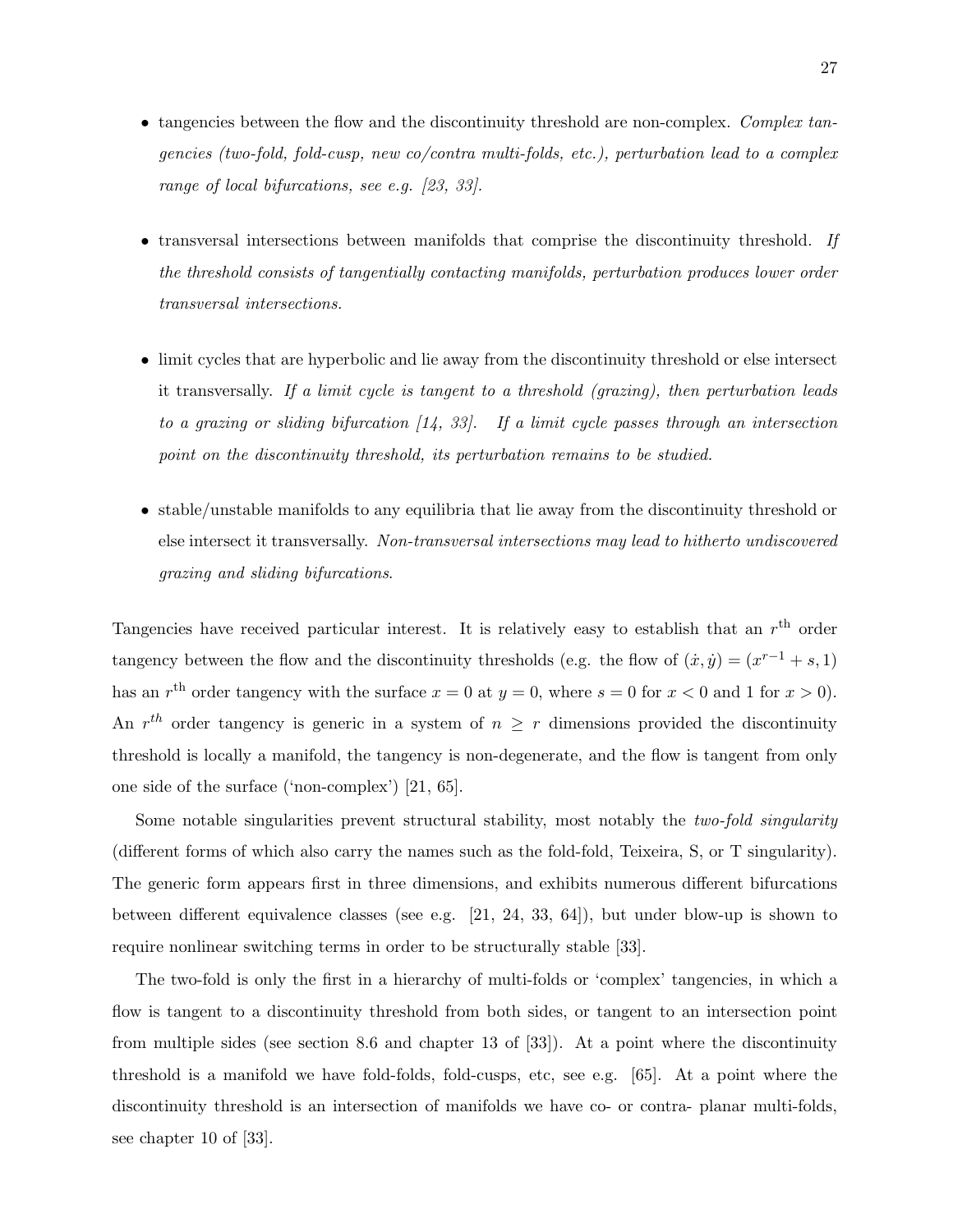- tangencies between the flow and the discontinuity threshold are non-complex. *Complex tangencies (two-fold, fold-cusp, new co/contra multi-folds, etc.), perturbation lead to a complex range of local bifurcations, see e.g. [23, 33].*

- transversal intersections between manifolds that comprise the discontinuity threshold. *If the threshold consists of tangentially contacting manifolds, perturbation produces lower order transversal intersections.*

- limit cycles that are hyperbolic and lie away from the discontinuity threshold or else intersect it transversally. *If a limit cycle is tangent to a threshold (grazing), then perturbation leads to a grazing or sliding bifurcation [14, 33]. If a limit cycle passes through an intersection point on the discontinuity threshold, its perturbation remains to be studied.*

- stable/unstable manifolds to any equilibria that lie away from the discontinuity threshold or else intersect it transversally. *Non-transversal intersections may lead to hitherto undiscovered grazing and sliding bifurcations.*

Tangencies have received particular interest. It is relatively easy to establish that an $r^{\text{th}}$ order tangency between the flow and the discontinuity thresholds (e.g. the flow of $(\dot{x}, \dot{y}) = (x^{r-1} + s, 1)$ has an $r^{\text{th}}$ order tangency with the surface $x = 0$ at $y = 0$, where $s = 0$ for $x < 0$ and 1 for $x > 0$). An $r^{th}$ order tangency is generic in a system of $n \geq r$ dimensions provided the discontinuity threshold is locally a manifold, the tangency is non-degenerate, and the flow is tangent from only one side of the surface ('non-complex') [21, 65].

Some notable singularities prevent structural stability, most notably the *two-fold singularity* (different forms of which also carry the names such as the fold-fold, Teixeira, S, or T singularity). The generic form appears first in three dimensions, and exhibits numerous different bifurcations between different equivalence classes (see e.g. [21, 24, 33, 64]), but under blow-up is shown to require nonlinear switching terms in order to be structurally stable [33].

The two-fold is only the first in a hierarchy of multi-folds or 'complex' tangencies, in which a flow is tangent to a discontinuity threshold from both sides, or tangent to an intersection point from multiple sides (see section 8.6 and chapter 13 of [33]). At a point where the discontinuity threshold is a manifold we have fold-folds, fold-cusps, etc, see e.g. [65]. At a point where the discontinuity threshold is an intersection of manifolds we have co- or contra- planar multi-folds, see chapter 10 of [33].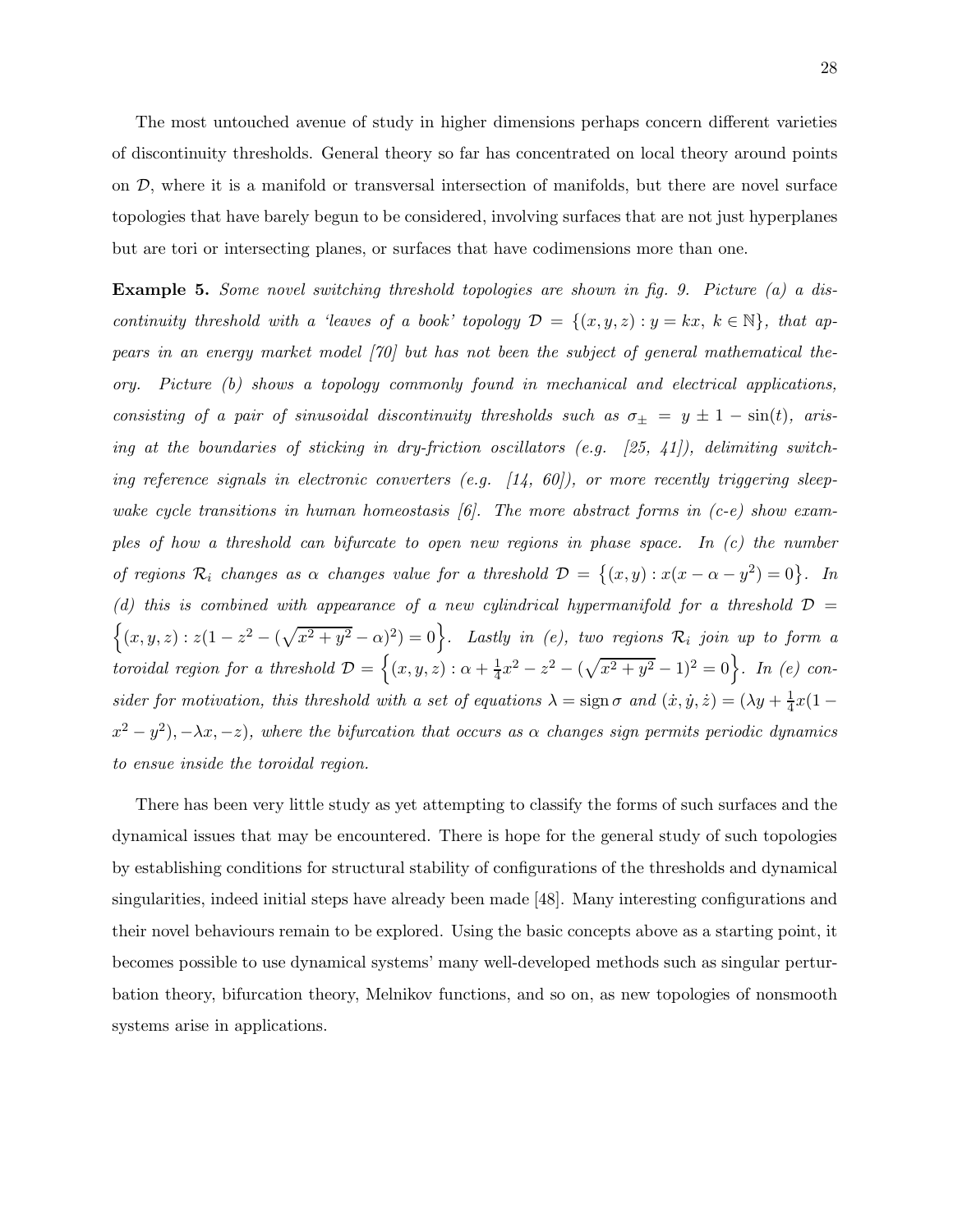The most untouched avenue of study in higher dimensions perhaps concern different varieties of discontinuity thresholds. General theory so far has concentrated on local theory around points on $\mathcal{D}$, where it is a manifold or transversal intersection of manifolds, but there are novel surface topologies that have barely begun to be considered, involving surfaces that are not just hyperplanes but are tori or intersecting planes, or surfaces that have codimensions more than one.

**Example 5.** *Some novel switching threshold topologies are shown in fig. 9. Picture (a) a discontinuity threshold with a 'leaves of a book' topology $\mathcal{D} = \{(x,y,z) : y = kx,\ k \in \mathbb{N}\}$, that appears in an energy market model [70] but has not been the subject of general mathematical theory. Picture (b) shows a topology commonly found in mechanical and electrical applications, consisting of a pair of sinusoidal discontinuity thresholds such as $\sigma_{\pm} = y \pm 1 - \sin(t)$, arising at the boundaries of sticking in dry-friction oscillators (e.g. [25, 41]), delimiting switching reference signals in electronic converters (e.g. [14, 60]), or more recently triggering sleep-wake cycle transitions in human homeostasis [6]. The more abstract forms in (c-e) show examples of how a threshold can bifurcate to open new regions in phase space. In (c) the number of regions $\mathcal{R}_i$ changes as $\alpha$ changes value for a threshold $\mathcal{D} = \left\{(x,y) : x(x - \alpha - y^2) = 0\right\}$. In (d) this is combined with appearance of a new cylindrical hypermanifold for a threshold $\mathcal{D} = \left\{(x,y,z) : z(1 - z^2 - (\sqrt{x^2+y^2} - \alpha)^2) = 0\right\}$. Lastly in (e), two regions $\mathcal{R}_i$ join up to form a toroidal region for a threshold $\mathcal{D} = \left\{(x,y,z) : \alpha + \frac{1}{4}x^2 - z^2 - (\sqrt{x^2+y^2} - 1)^2 = 0\right\}$. In (e) consider for motivation, this threshold with a set of equations $\lambda = \operatorname{sign}\sigma$ and $(\dot{x},\dot{y},\dot{z}) = (\lambda y + \frac{1}{4}x(1 - x^2 - y^2), -\lambda x, -z)$, where the bifurcation that occurs as $\alpha$ changes sign permits periodic dynamics to ensue inside the toroidal region.*

There has been very little study as yet attempting to classify the forms of such surfaces and the dynamical issues that may be encountered. There is hope for the general study of such topologies by establishing conditions for structural stability of configurations of the thresholds and dynamical singularities, indeed initial steps have already been made [48]. Many interesting configurations and their novel behaviours remain to be explored. Using the basic concepts above as a starting point, it becomes possible to use dynamical systems' many well-developed methods such as singular perturbation theory, bifurcation theory, Melnikov functions, and so on, as new topologies of nonsmooth systems arise in applications.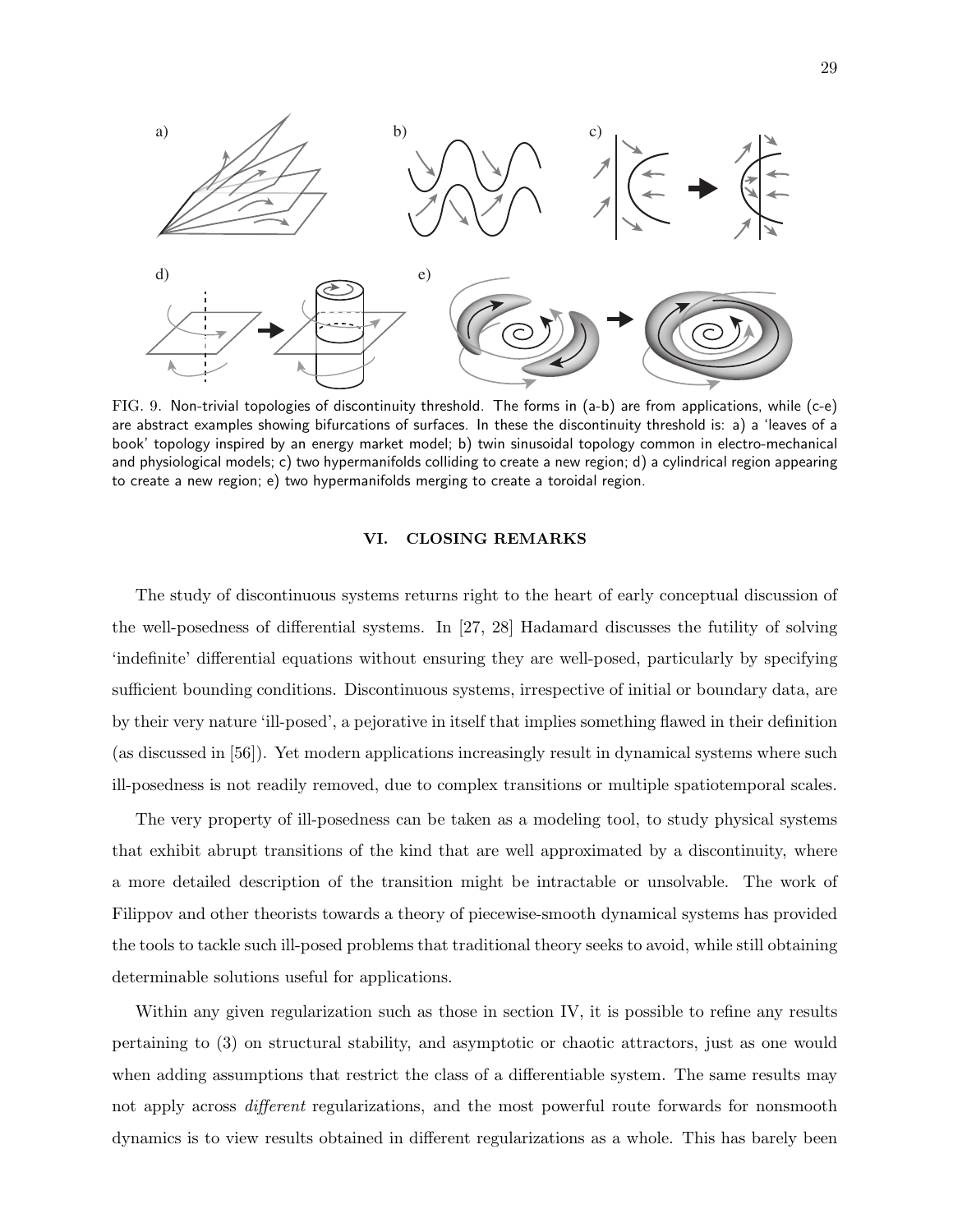FIG. 9. Non-trivial topologies of discontinuity threshold. The forms in (a-b) are from applications, while (c-e) are abstract examples showing bifurcations of surfaces. In these the discontinuity threshold is: a) a 'leaves of a book' topology inspired by an energy market model; b) twin sinusoidal topology common in electro-mechanical and physiological models; c) two hypermanifolds colliding to create a new region; d) a cylindrical region appearing to create a new region; e) two hypermanifolds merging to create a toroidal region.

## VI. CLOSING REMARKS

The study of discontinuous systems returns right to the heart of early conceptual discussion of the well-posedness of differential systems. In [27, 28] Hadamard discusses the futility of solving 'indefinite' differential equations without ensuring they are well-posed, particularly by specifying sufficient bounding conditions. Discontinuous systems, irrespective of initial or boundary data, are by their very nature 'ill-posed', a pejorative in itself that implies something flawed in their definition (as discussed in [56]). Yet modern applications increasingly result in dynamical systems where such ill-posedness is not readily removed, due to complex transitions or multiple spatiotemporal scales.

The very property of ill-posedness can be taken as a modeling tool, to study physical systems that exhibit abrupt transitions of the kind that are well approximated by a discontinuity, where a more detailed description of the transition might be intractable or unsolvable. The work of Filippov and other theorists towards a theory of piecewise-smooth dynamical systems has provided the tools to tackle such ill-posed problems that traditional theory seeks to avoid, while still obtaining determinable solutions useful for applications.

Within any given regularization such as those in section IV, it is possible to refine any results pertaining to (3) on structural stability, and asymptotic or chaotic attractors, just as one would when adding assumptions that restrict the class of a differentiable system. The same results may not apply across *different* regularizations, and the most powerful route forwards for nonsmooth dynamics is to view results obtained in different regularizations as a whole. This has barely been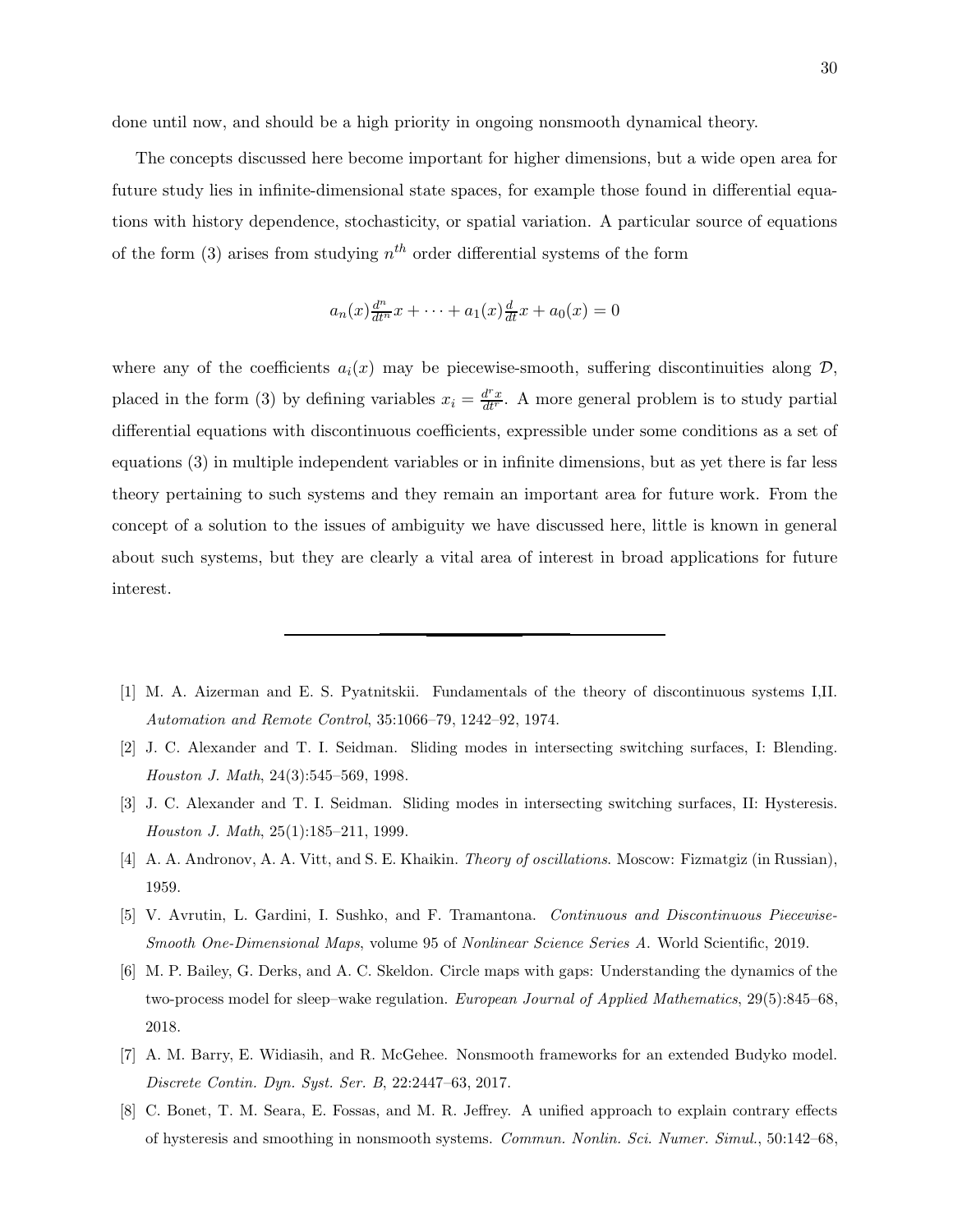done until now, and should be a high priority in ongoing nonsmooth dynamical theory.

The concepts discussed here become important for higher dimensions, but a wide open area for future study lies in infinite-dimensional state spaces, for example those found in differential equations with history dependence, stochasticity, or spatial variation. A particular source of equations of the form (3) arises from studying $n^{th}$ order differential systems of the form

$$a_n(x)\tfrac{d^n}{dt^n}x + \cdots + a_1(x)\tfrac{d}{dt}x + a_0(x) = 0$$

where any of the coefficients $a_i(x)$ may be piecewise-smooth, suffering discontinuities along $\mathcal{D}$, placed in the form (3) by defining variables $x_i = \frac{d^r x}{dt^r}$. A more general problem is to study partial differential equations with discontinuous coefficients, expressible under some conditions as a set of equations (3) in multiple independent variables or in infinite dimensions, but as yet there is far less theory pertaining to such systems and they remain an important area for future work. From the concept of a solution to the issues of ambiguity we have discussed here, little is known in general about such systems, but they are clearly a vital area of interest in broad applications for future interest.

---

[1] M. A. Aizerman and E. S. Pyatnitskii. Fundamentals of the theory of discontinuous systems I,II. *Automation and Remote Control*, 35:1066–79, 1242–92, 1974.

[2] J. C. Alexander and T. I. Seidman. Sliding modes in intersecting switching surfaces, I: Blending. *Houston J. Math*, 24(3):545–569, 1998.

[3] J. C. Alexander and T. I. Seidman. Sliding modes in intersecting switching surfaces, II: Hysteresis. *Houston J. Math*, 25(1):185–211, 1999.

[4] A. A. Andronov, A. A. Vitt, and S. E. Khaikin. *Theory of oscillations*. Moscow: Fizmatgiz (in Russian), 1959.

[5] V. Avrutin, L. Gardini, I. Sushko, and F. Tramantona. *Continuous and Discontinuous Piecewise-Smooth One-Dimensional Maps*, volume 95 of *Nonlinear Science Series A*. World Scientific, 2019.

[6] M. P. Bailey, G. Derks, and A. C. Skeldon. Circle maps with gaps: Understanding the dynamics of the two-process model for sleep–wake regulation. *European Journal of Applied Mathematics*, 29(5):845–68, 2018.

[7] A. M. Barry, E. Widiasih, and R. McGehee. Nonsmooth frameworks for an extended Budyko model. *Discrete Contin. Dyn. Syst. Ser. B*, 22:2447–63, 2017.

[8] C. Bonet, T. M. Seara, E. Fossas, and M. R. Jeffrey. A unified approach to explain contrary effects of hysteresis and smoothing in nonsmooth systems. *Commun. Nonlin. Sci. Numer. Simul.*, 50:142–68,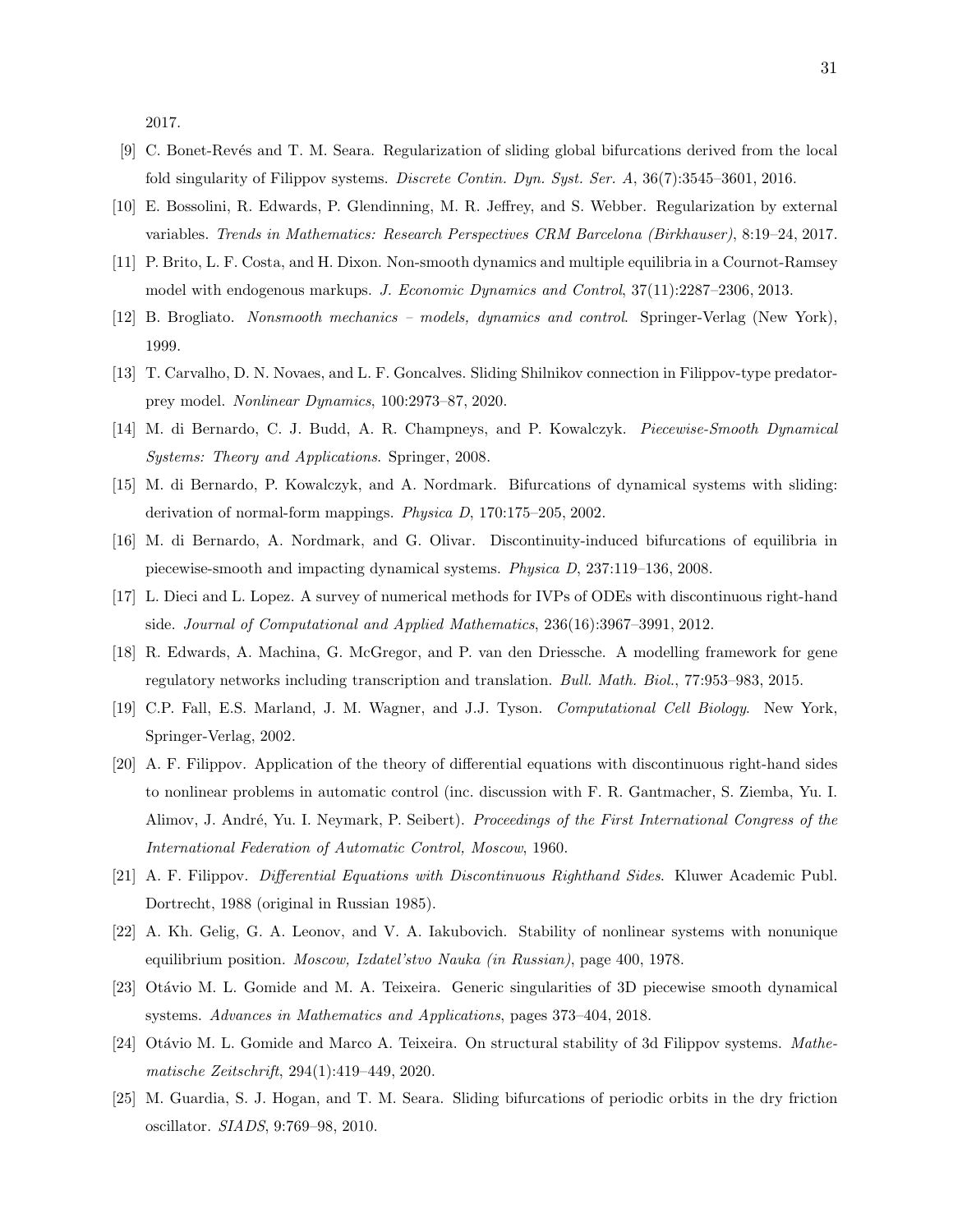2017.

[9] C. Bonet-Revés and T. M. Seara. Regularization of sliding global bifurcations derived from the local fold singularity of Filippov systems. *Discrete Contin. Dyn. Syst. Ser. A*, 36(7):3545–3601, 2016.

[10] E. Bossolini, R. Edwards, P. Glendinning, M. R. Jeffrey, and S. Webber. Regularization by external variables. *Trends in Mathematics: Research Perspectives CRM Barcelona (Birkhauser)*, 8:19–24, 2017.

[11] P. Brito, L. F. Costa, and H. Dixon. Non-smooth dynamics and multiple equilibria in a Cournot-Ramsey model with endogenous markups. *J. Economic Dynamics and Control*, 37(11):2287–2306, 2013.

[12] B. Brogliato. *Nonsmooth mechanics – models, dynamics and control*. Springer-Verlag (New York), 1999.

[13] T. Carvalho, D. N. Novaes, and L. F. Goncalves. Sliding Shilnikov connection in Filippov-type predator-prey model. *Nonlinear Dynamics*, 100:2973–87, 2020.

[14] M. di Bernardo, C. J. Budd, A. R. Champneys, and P. Kowalczyk. *Piecewise-Smooth Dynamical Systems: Theory and Applications*. Springer, 2008.

[15] M. di Bernardo, P. Kowalczyk, and A. Nordmark. Bifurcations of dynamical systems with sliding: derivation of normal-form mappings. *Physica D*, 170:175–205, 2002.

[16] M. di Bernardo, A. Nordmark, and G. Olivar. Discontinuity-induced bifurcations of equilibria in piecewise-smooth and impacting dynamical systems. *Physica D*, 237:119–136, 2008.

[17] L. Dieci and L. Lopez. A survey of numerical methods for IVPs of ODEs with discontinuous right-hand side. *Journal of Computational and Applied Mathematics*, 236(16):3967–3991, 2012.

[18] R. Edwards, A. Machina, G. McGregor, and P. van den Driessche. A modelling framework for gene regulatory networks including transcription and translation. *Bull. Math. Biol.*, 77:953–983, 2015.

[19] C.P. Fall, E.S. Marland, J. M. Wagner, and J.J. Tyson. *Computational Cell Biology*. New York, Springer-Verlag, 2002.

[20] A. F. Filippov. Application of the theory of differential equations with discontinuous right-hand sides to nonlinear problems in automatic control (inc. discussion with F. R. Gantmacher, S. Ziemba, Yu. I. Alimov, J. André, Yu. I. Neymark, P. Seibert). *Proceedings of the First International Congress of the International Federation of Automatic Control, Moscow*, 1960.

[21] A. F. Filippov. *Differential Equations with Discontinuous Righthand Sides*. Kluwer Academic Publ. Dortrecht, 1988 (original in Russian 1985).

[22] A. Kh. Gelig, G. A. Leonov, and V. A. Iakubovich. Stability of nonlinear systems with nonunique equilibrium position. *Moscow, Izdatel'stvo Nauka (in Russian)*, page 400, 1978.

[23] Otávio M. L. Gomide and M. A. Teixeira. Generic singularities of 3D piecewise smooth dynamical systems. *Advances in Mathematics and Applications*, pages 373–404, 2018.

[24] Otávio M. L. Gomide and Marco A. Teixeira. On structural stability of 3d Filippov systems. *Mathematische Zeitschrift*, 294(1):419–449, 2020.

[25] M. Guardia, S. J. Hogan, and T. M. Seara. Sliding bifurcations of periodic orbits in the dry friction oscillator. *SIADS*, 9:769–98, 2010.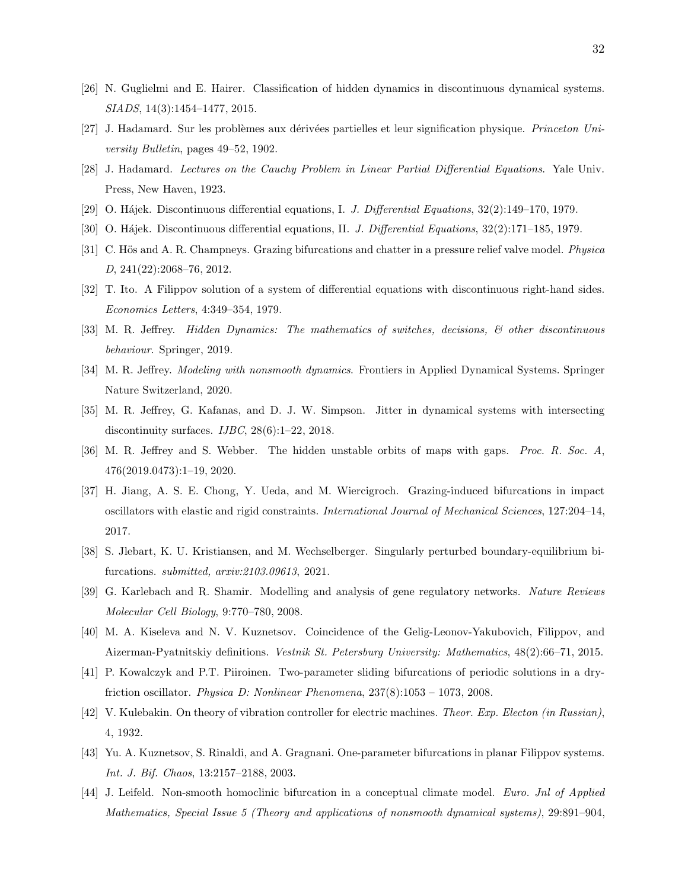[26] N. Guglielmi and E. Hairer. Classification of hidden dynamics in discontinuous dynamical systems. *SIADS*, 14(3):1454–1477, 2015.

[27] J. Hadamard. Sur les problèmes aux dérivées partielles et leur signification physique. *Princeton University Bulletin*, pages 49–52, 1902.

[28] J. Hadamard. *Lectures on the Cauchy Problem in Linear Partial Differential Equations*. Yale Univ. Press, New Haven, 1923.

[29] O. Hájek. Discontinuous differential equations, I. *J. Differential Equations*, 32(2):149–170, 1979.

[30] O. Hájek. Discontinuous differential equations, II. *J. Differential Equations*, 32(2):171–185, 1979.

[31] C. Hös and A. R. Champneys. Grazing bifurcations and chatter in a pressure relief valve model. *Physica D*, 241(22):2068–76, 2012.

[32] T. Ito. A Filippov solution of a system of differential equations with discontinuous right-hand sides. *Economics Letters*, 4:349–354, 1979.

[33] M. R. Jeffrey. *Hidden Dynamics: The mathematics of switches, decisions, & other discontinuous behaviour*. Springer, 2019.

[34] M. R. Jeffrey. *Modeling with nonsmooth dynamics*. Frontiers in Applied Dynamical Systems. Springer Nature Switzerland, 2020.

[35] M. R. Jeffrey, G. Kafanas, and D. J. W. Simpson. Jitter in dynamical systems with intersecting discontinuity surfaces. *IJBC*, 28(6):1–22, 2018.

[36] M. R. Jeffrey and S. Webber. The hidden unstable orbits of maps with gaps. *Proc. R. Soc. A*, 476(2019.0473):1–19, 2020.

[37] H. Jiang, A. S. E. Chong, Y. Ueda, and M. Wiercigroch. Grazing-induced bifurcations in impact oscillators with elastic and rigid constraints. *International Journal of Mechanical Sciences*, 127:204–14, 2017.

[38] S. Jlebart, K. U. Kristiansen, and M. Wechselberger. Singularly perturbed boundary-equilibrium bifurcations. *submitted, arxiv:2103.09613*, 2021.

[39] G. Karlebach and R. Shamir. Modelling and analysis of gene regulatory networks. *Nature Reviews Molecular Cell Biology*, 9:770–780, 2008.

[40] M. A. Kiseleva and N. V. Kuznetsov. Coincidence of the Gelig-Leonov-Yakubovich, Filippov, and Aizerman-Pyatnitskiy definitions. *Vestnik St. Petersburg University: Mathematics*, 48(2):66–71, 2015.

[41] P. Kowalczyk and P.T. Piiroinen. Two-parameter sliding bifurcations of periodic solutions in a dry-friction oscillator. *Physica D: Nonlinear Phenomena*, 237(8):1053 – 1073, 2008.

[42] V. Kulebakin. On theory of vibration controller for electric machines. *Theor. Exp. Electon (in Russian)*, 4, 1932.

[43] Yu. A. Kuznetsov, S. Rinaldi, and A. Gragnani. One-parameter bifurcations in planar Filippov systems. *Int. J. Bif. Chaos*, 13:2157–2188, 2003.

[44] J. Leifeld. Non-smooth homoclinic bifurcation in a conceptual climate model. *Euro. Jnl of Applied Mathematics, Special Issue 5 (Theory and applications of nonsmooth dynamical systems)*, 29:891–904,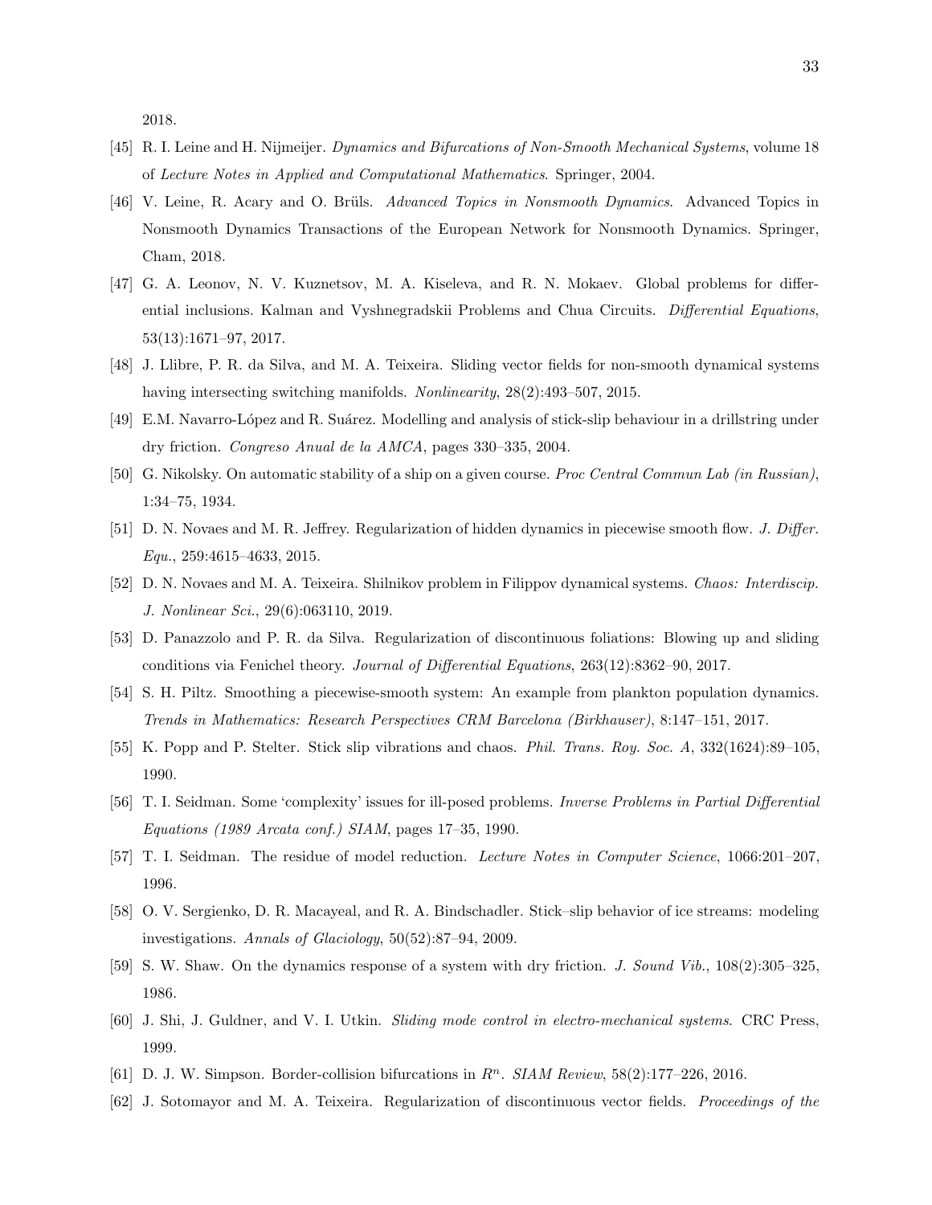2018.

[45] R. I. Leine and H. Nijmeijer. *Dynamics and Bifurcations of Non-Smooth Mechanical Systems*, volume 18 of *Lecture Notes in Applied and Computational Mathematics*. Springer, 2004.

[46] V. Leine, R. Acary and O. Brüls. *Advanced Topics in Nonsmooth Dynamics*. Advanced Topics in Nonsmooth Dynamics Transactions of the European Network for Nonsmooth Dynamics. Springer, Cham, 2018.

[47] G. A. Leonov, N. V. Kuznetsov, M. A. Kiseleva, and R. N. Mokaev. Global problems for differential inclusions. Kalman and Vyshnegradskii Problems and Chua Circuits. *Differential Equations*, 53(13):1671–97, 2017.

[48] J. Llibre, P. R. da Silva, and M. A. Teixeira. Sliding vector fields for non-smooth dynamical systems having intersecting switching manifolds. *Nonlinearity*, 28(2):493–507, 2015.

[49] E.M. Navarro-López and R. Suárez. Modelling and analysis of stick-slip behaviour in a drillstring under dry friction. *Congreso Anual de la AMCA*, pages 330–335, 2004.

[50] G. Nikolsky. On automatic stability of a ship on a given course. *Proc Central Commun Lab (in Russian)*, 1:34–75, 1934.

[51] D. N. Novaes and M. R. Jeffrey. Regularization of hidden dynamics in piecewise smooth flow. *J. Differ. Equ.*, 259:4615–4633, 2015.

[52] D. N. Novaes and M. A. Teixeira. Shilnikov problem in Filippov dynamical systems. *Chaos: Interdiscip. J. Nonlinear Sci.*, 29(6):063110, 2019.

[53] D. Panazzolo and P. R. da Silva. Regularization of discontinuous foliations: Blowing up and sliding conditions via Fenichel theory. *Journal of Differential Equations*, 263(12):8362–90, 2017.

[54] S. H. Piltz. Smoothing a piecewise-smooth system: An example from plankton population dynamics. *Trends in Mathematics: Research Perspectives CRM Barcelona (Birkhauser)*, 8:147–151, 2017.

[55] K. Popp and P. Stelter. Stick slip vibrations and chaos. *Phil. Trans. Roy. Soc. A*, 332(1624):89–105, 1990.

[56] T. I. Seidman. Some 'complexity' issues for ill-posed problems. *Inverse Problems in Partial Differential Equations (1989 Arcata conf.) SIAM*, pages 17–35, 1990.

[57] T. I. Seidman. The residue of model reduction. *Lecture Notes in Computer Science*, 1066:201–207, 1996.

[58] O. V. Sergienko, D. R. Macayeal, and R. A. Bindschadler. Stick–slip behavior of ice streams: modeling investigations. *Annals of Glaciology*, 50(52):87–94, 2009.

[59] S. W. Shaw. On the dynamics response of a system with dry friction. *J. Sound Vib.*, 108(2):305–325, 1986.

[60] J. Shi, J. Guldner, and V. I. Utkin. *Sliding mode control in electro-mechanical systems*. CRC Press, 1999.

[61] D. J. W. Simpson. Border-collision bifurcations in $R^n$. *SIAM Review*, 58(2):177–226, 2016.

[62] J. Sotomayor and M. A. Teixeira. Regularization of discontinuous vector fields. *Proceedings of the*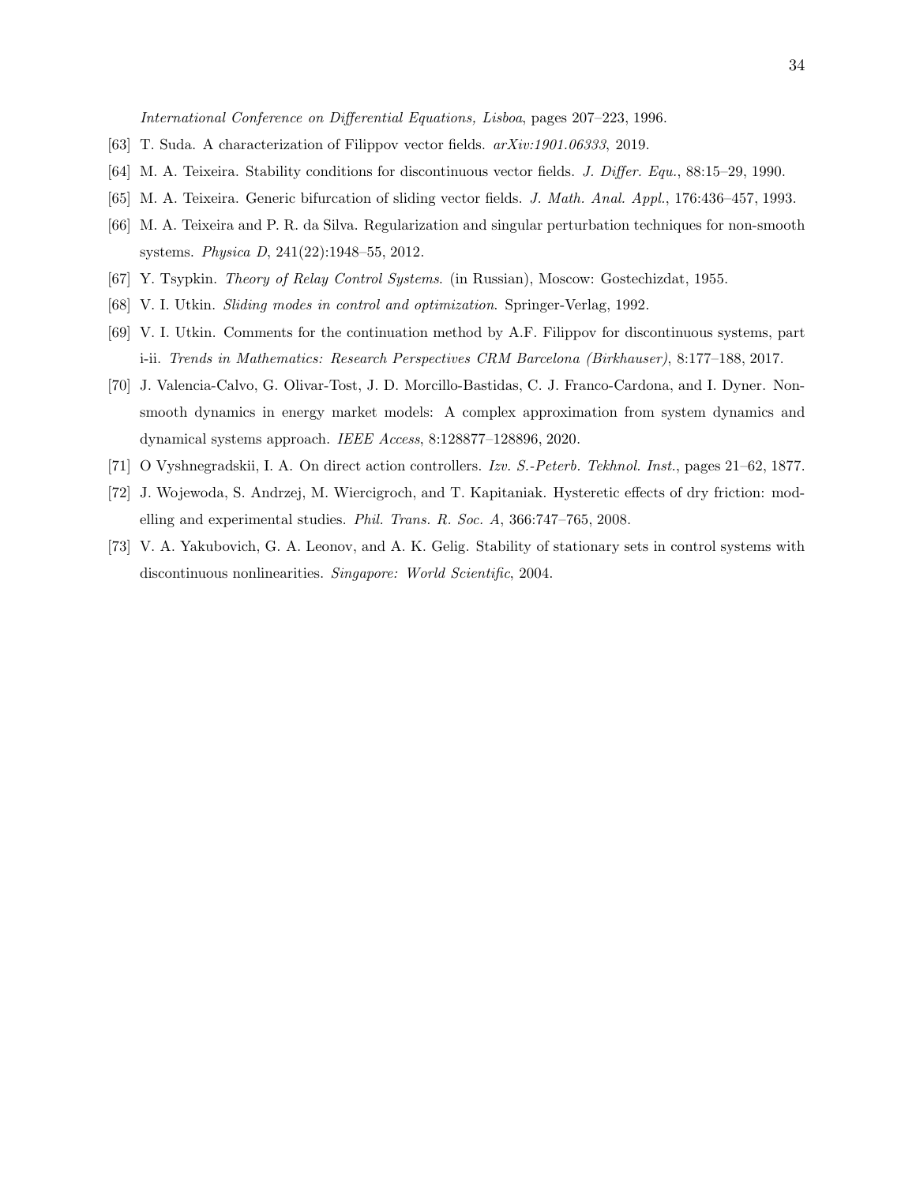*International Conference on Differential Equations, Lisboa*, pages 207–223, 1996.

[63] T. Suda. A characterization of Filippov vector fields. *arXiv:1901.06333*, 2019.

[64] M. A. Teixeira. Stability conditions for discontinuous vector fields. *J. Differ. Equ.*, 88:15–29, 1990.

[65] M. A. Teixeira. Generic bifurcation of sliding vector fields. *J. Math. Anal. Appl.*, 176:436–457, 1993.

[66] M. A. Teixeira and P. R. da Silva. Regularization and singular perturbation techniques for non-smooth systems. *Physica D*, 241(22):1948–55, 2012.

[67] Y. Tsypkin. *Theory of Relay Control Systems*. (in Russian), Moscow: Gostechizdat, 1955.

[68] V. I. Utkin. *Sliding modes in control and optimization*. Springer-Verlag, 1992.

[69] V. I. Utkin. Comments for the continuation method by A.F. Filippov for discontinuous systems, part i-ii. *Trends in Mathematics: Research Perspectives CRM Barcelona (Birkhauser)*, 8:177–188, 2017.

[70] J. Valencia-Calvo, G. Olivar-Tost, J. D. Morcillo-Bastidas, C. J. Franco-Cardona, and I. Dyner. Non-smooth dynamics in energy market models: A complex approximation from system dynamics and dynamical systems approach. *IEEE Access*, 8:128877–128896, 2020.

[71] O Vyshnegradskii, I. A. On direct action controllers. *Izv. S.-Peterb. Tekhnol. Inst.*, pages 21–62, 1877.

[72] J. Wojewoda, S. Andrzej, M. Wiercigroch, and T. Kapitaniak. Hysteretic effects of dry friction: modelling and experimental studies. *Phil. Trans. R. Soc. A*, 366:747–765, 2008.

[73] V. A. Yakubovich, G. A. Leonov, and A. K. Gelig. Stability of stationary sets in control systems with discontinuous nonlinearities. *Singapore: World Scientific*, 2004.